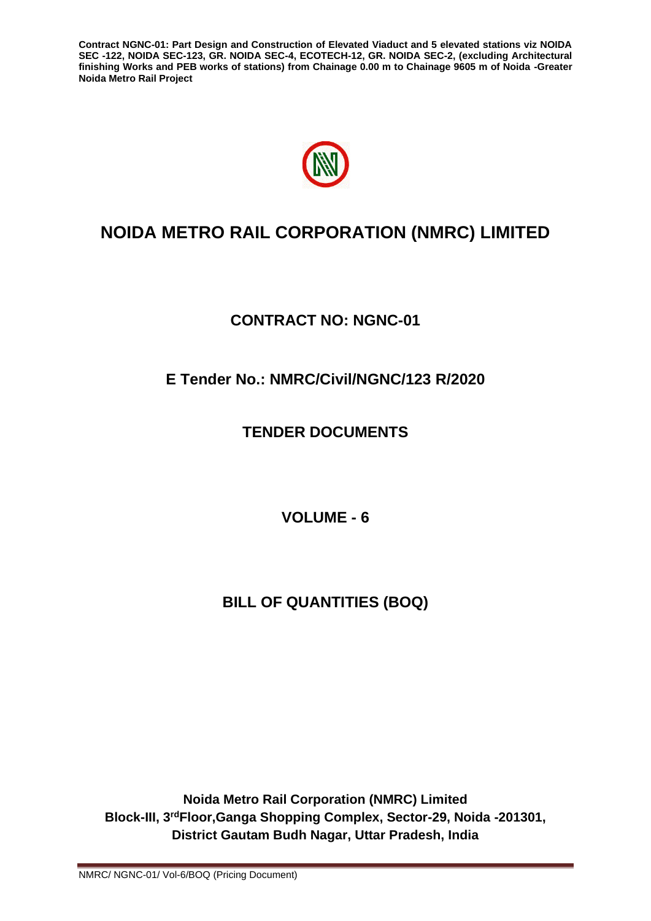# NOIDA METRO RAIL CORPORATION (NMRC) LIMITED

## CONTRACT NO: NGNC-01

## E Tender No.: NMRC/Civil/NGNC/123 R/2020

## TENDER DOCUMENTS

## VOLUME - 6

## BILL OF QUANTITIES (BOQ)

**Noida Metro Rail Corporation (NMRC) Limited**
**Block-III, 3rd Floor, Ganga Shopping Complex, Sector-29, Noida -201301,**
**District Gautam Budh Nagar, Uttar Pradesh, India**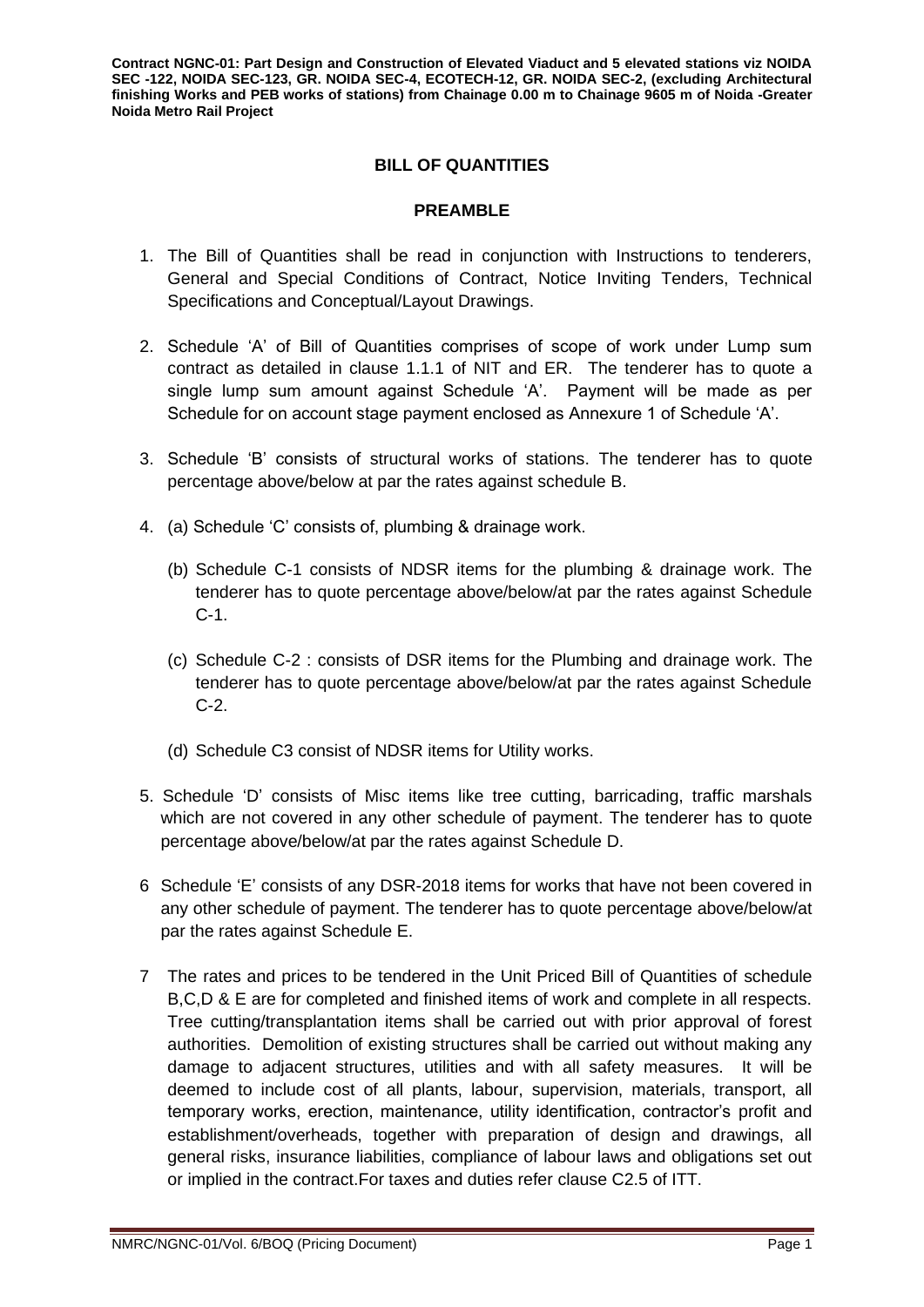## BILL OF QUANTITIES

### PREAMBLE

1. The Bill of Quantities shall be read in conjunction with Instructions to tenderers, General and Special Conditions of Contract, Notice Inviting Tenders, Technical Specifications and Conceptual/Layout Drawings.

2. Schedule 'A' of Bill of Quantities comprises of scope of work under Lump sum contract as detailed in clause 1.1.1 of NIT and ER. The tenderer has to quote a single lump sum amount against Schedule 'A'. Payment will be made as per Schedule for on account stage payment enclosed as Annexure 1 of Schedule 'A'.

3. Schedule 'B' consists of structural works of stations. The tenderer has to quote percentage above/below at par the rates against schedule B.

4. (a) Schedule 'C' consists of, plumbing & drainage work.

   (b) Schedule C-1 consists of NDSR items for the plumbing & drainage work. The tenderer has to quote percentage above/below/at par the rates against Schedule C-1.

   (c) Schedule C-2 : consists of DSR items for the Plumbing and drainage work. The tenderer has to quote percentage above/below/at par the rates against Schedule C-2.

   (d) Schedule C3 consist of NDSR items for Utility works.

5. Schedule 'D' consists of Misc items like tree cutting, barricading, traffic marshals which are not covered in any other schedule of payment. The tenderer has to quote percentage above/below/at par the rates against Schedule D.

6 Schedule 'E' consists of any DSR-2018 items for works that have not been covered in any other schedule of payment. The tenderer has to quote percentage above/below/at par the rates against Schedule E.

7 The rates and prices to be tendered in the Unit Priced Bill of Quantities of schedule B,C,D & E are for completed and finished items of work and complete in all respects. Tree cutting/transplantation items shall be carried out with prior approval of forest authorities. Demolition of existing structures shall be carried out without making any damage to adjacent structures, utilities and with all safety measures. It will be deemed to include cost of all plants, labour, supervision, materials, transport, all temporary works, erection, maintenance, utility identification, contractor's profit and establishment/overheads, together with preparation of design and drawings, all general risks, insurance liabilities, compliance of labour laws and obligations set out or implied in the contract.For taxes and duties refer clause C2.5 of ITT.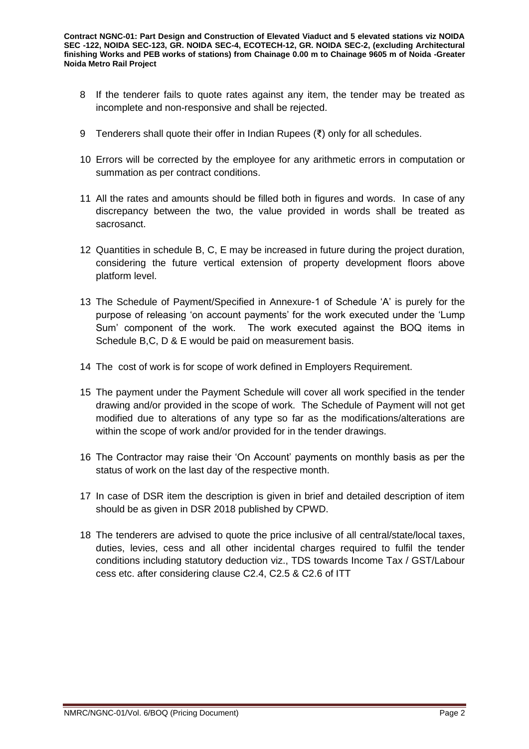8 If the tenderer fails to quote rates against any item, the tender may be treated as incomplete and non-responsive and shall be rejected.

9 Tenderers shall quote their offer in Indian Rupees (₹) only for all schedules.

10 Errors will be corrected by the employee for any arithmetic errors in computation or summation as per contract conditions.

11 All the rates and amounts should be filled both in figures and words. In case of any discrepancy between the two, the value provided in words shall be treated as sacrosanct.

12 Quantities in schedule B, C, E may be increased in future during the project duration, considering the future vertical extension of property development floors above platform level.

13 The Schedule of Payment/Specified in Annexure-1 of Schedule 'A' is purely for the purpose of releasing 'on account payments' for the work executed under the 'Lump Sum' component of the work. The work executed against the BOQ items in Schedule B,C, D & E would be paid on measurement basis.

14 The cost of work is for scope of work defined in Employers Requirement.

15 The payment under the Payment Schedule will cover all work specified in the tender drawing and/or provided in the scope of work. The Schedule of Payment will not get modified due to alterations of any type so far as the modifications/alterations are within the scope of work and/or provided for in the tender drawings.

16 The Contractor may raise their 'On Account' payments on monthly basis as per the status of work on the last day of the respective month.

17 In case of DSR item the description is given in brief and detailed description of item should be as given in DSR 2018 published by CPWD.

18 The tenderers are advised to quote the price inclusive of all central/state/local taxes, duties, levies, cess and all other incidental charges required to fulfil the tender conditions including statutory deduction viz., TDS towards Income Tax / GST/Labour cess etc. after considering clause C2.4, C2.5 & C2.6 of ITT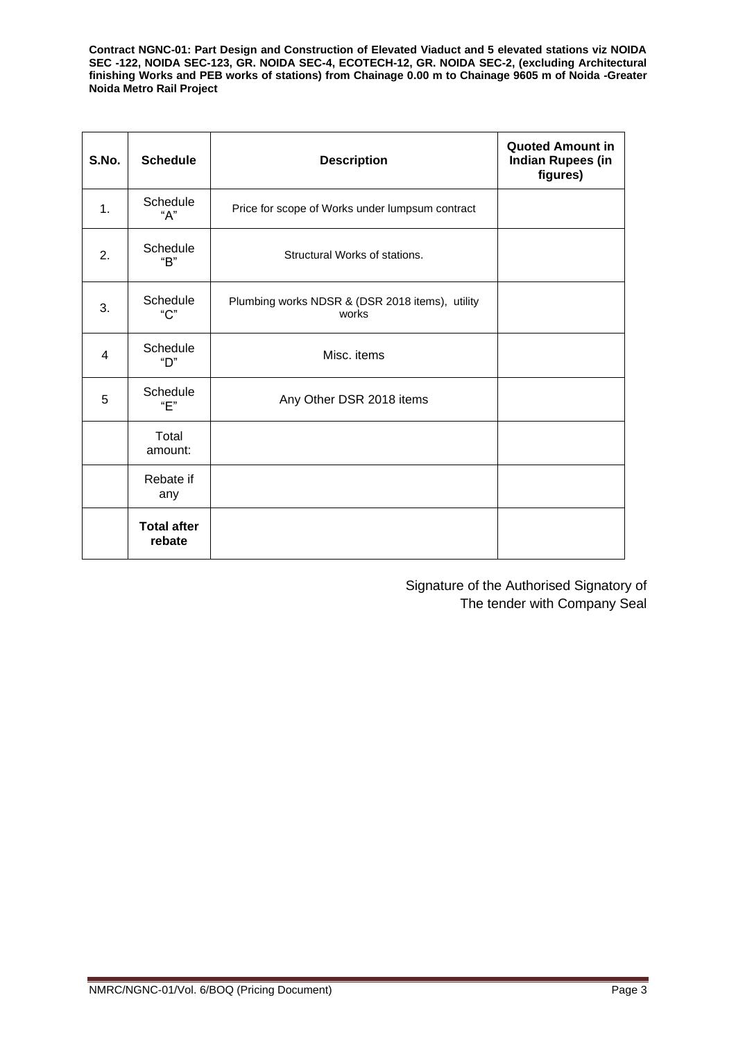| S.No. | Schedule | Description | Quoted Amount in Indian Rupees (in figures) |
|---|---|---|---|
| 1. | Schedule "A" | Price for scope of Works under lumpsum contract | |
| 2. | Schedule "B" | Structural Works of stations. | |
| 3. | Schedule "C" | Plumbing works NDSR & (DSR 2018 items), utility works | |
| 4 | Schedule "D" | Misc. items | |
| 5 | Schedule "E" | Any Other DSR 2018 items | |
| | Total amount: | | |
| | Rebate if any | | |
| | **Total after rebate** | | |

Signature of the Authorised Signatory of
The tender with Company Seal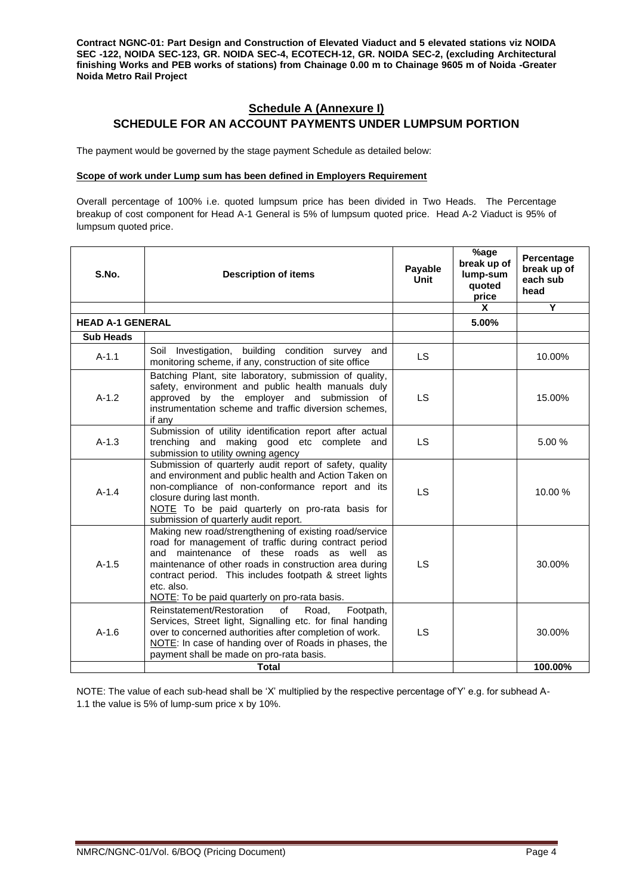## Schedule A (Annexure I)

## SCHEDULE FOR AN ACCOUNT PAYMENTS UNDER LUMPSUM PORTION

The payment would be governed by the stage payment Schedule as detailed below:

**Scope of work under Lump sum has been defined in Employers Requirement**

Overall percentage of 100% i.e. quoted lumpsum price has been divided in Two Heads. The Percentage breakup of cost component for Head A-1 General is 5% of lumpsum quoted price. Head A-2 Viaduct is 95% of lumpsum quoted price.

| S.No. | Description of items | Payable Unit | %age break up of lump-sum quoted price | Percentage break up of each sub head |
|---|---|---|---|---|
| | | | X | Y |
| **HEAD A-1 GENERAL** | | | **5.00%** | |
| **Sub Heads** | | | | |
| A-1.1 | Soil Investigation, building condition survey and monitoring scheme, if any, construction of site office | LS | | 10.00% |
| A-1.2 | Batching Plant, site laboratory, submission of quality, safety, environment and public health manuals duly approved by the employer and submission of instrumentation scheme and traffic diversion schemes, if any | LS | | 15.00% |
| A-1.3 | Submission of utility identification report after actual trenching and making good etc complete and submission to utility owning agency | LS | | 5.00 % |
| A-1.4 | Submission of quarterly audit report of safety, quality and environment and public health and Action Taken on non-compliance of non-conformance report and its closure during last month. NOTE To be paid quarterly on pro-rata basis for submission of quarterly audit report. | LS | | 10.00 % |
| A-1.5 | Making new road/strengthening of existing road/service road for management of traffic during contract period and maintenance of these roads as well as maintenance of other roads in construction area during contract period. This includes footpath & street lights etc. also. NOTE: To be paid quarterly on pro-rata basis. | LS | | 30.00% |
| A-1.6 | Reinstatement/Restoration of Road, Footpath, Services, Street light, Signalling etc. for final handing over to concerned authorities after completion of work. NOTE: In case of handing over of Roads in phases, the payment shall be made on pro-rata basis. | LS | | 30.00% |
| | **Total** | | | **100.00%** |

NOTE: The value of each sub-head shall be 'X' multiplied by the respective percentage of'Y' e.g. for subhead A-1.1 the value is 5% of lump-sum price x by 10%.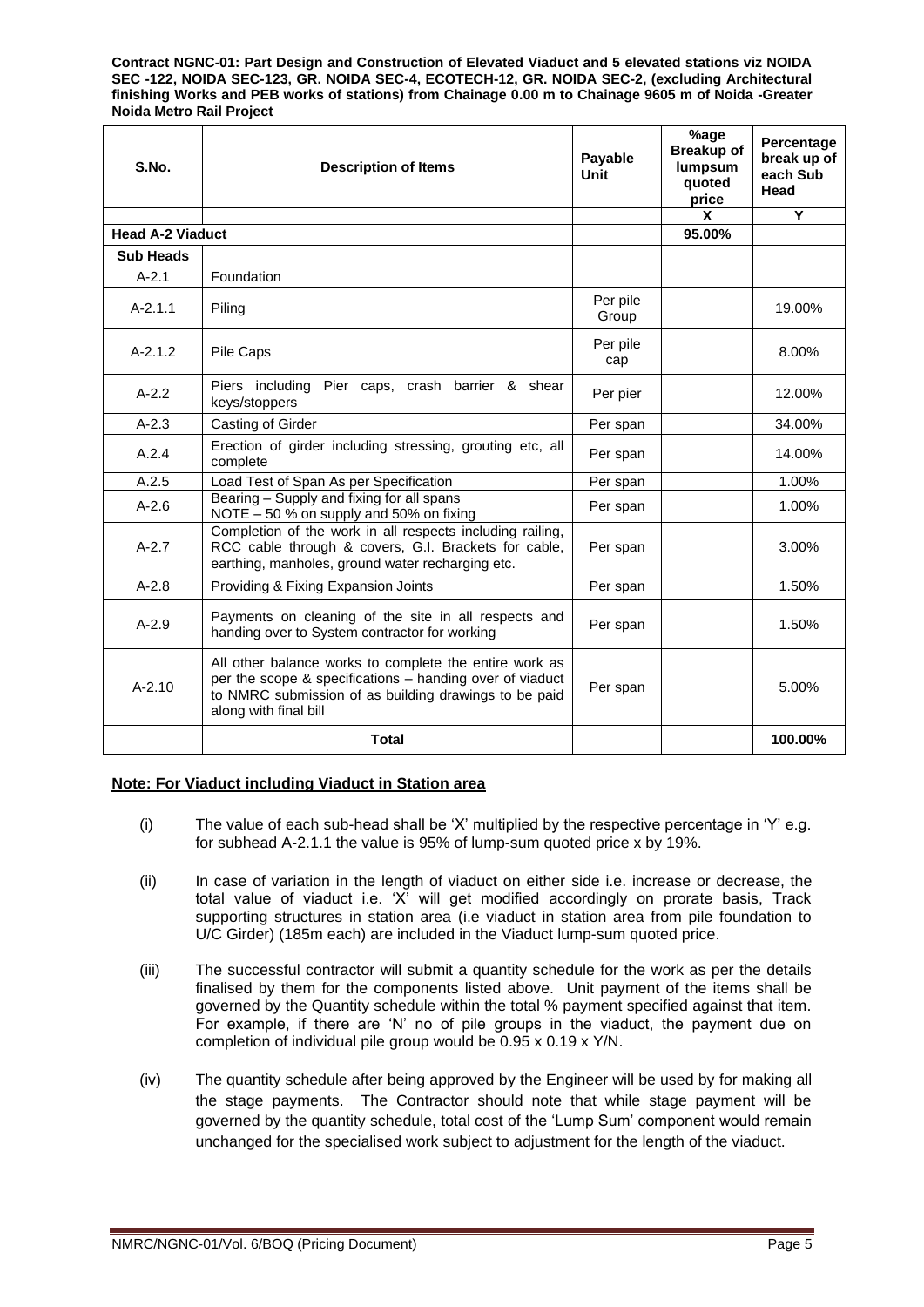**Contract NGNC-01: Part Design and Construction of Elevated Viaduct and 5 elevated stations viz NOIDA SEC -122, NOIDA SEC-123, GR. NOIDA SEC-4, ECOTECH-12, GR. NOIDA SEC-2, (excluding Architectural finishing Works and PEB works of stations) from Chainage 0.00 m to Chainage 9605 m of Noida -Greater Noida Metro Rail Project**

| S.No. | Description of Items | Payable Unit | %age Breakup of lumpsum quoted price | Percentage break up of each Sub Head |
|---|---|---|---|---|
| | | | X | Y |
| **Head A-2 Viaduct** | | | **95.00%** | |
| **Sub Heads** | | | | |
| A-2.1 | Foundation | | | |
| A-2.1.1 | Piling | Per pile Group | | 19.00% |
| A-2.1.2 | Pile Caps | Per pile cap | | 8.00% |
| A-2.2 | Piers including Pier caps, crash barrier & shear keys/stoppers | Per pier | | 12.00% |
| A-2.3 | Casting of Girder | Per span | | 34.00% |
| A.2.4 | Erection of girder including stressing, grouting etc, all complete | Per span | | 14.00% |
| A.2.5 | Load Test of Span As per Specification | Per span | | 1.00% |
| A-2.6 | Bearing – Supply and fixing for all spans NOTE – 50 % on supply and 50% on fixing | Per span | | 1.00% |
| A-2.7 | Completion of the work in all respects including railing, RCC cable through & covers, G.I. Brackets for cable, earthing, manholes, ground water recharging etc. | Per span | | 3.00% |
| A-2.8 | Providing & Fixing Expansion Joints | Per span | | 1.50% |
| A-2.9 | Payments on cleaning of the site in all respects and handing over to System contractor for working | Per span | | 1.50% |
| A-2.10 | All other balance works to complete the entire work as per the scope & specifications – handing over of viaduct to NMRC submission of as building drawings to be paid along with final bill | Per span | | 5.00% |
| | **Total** | | | **100.00%** |

**Note: For Viaduct including Viaduct in Station area**

(i) The value of each sub-head shall be 'X' multiplied by the respective percentage in 'Y' e.g. for subhead A-2.1.1 the value is 95% of lump-sum quoted price x by 19%.

(ii) In case of variation in the length of viaduct on either side i.e. increase or decrease, the total value of viaduct i.e. 'X' will get modified accordingly on prorate basis, Track supporting structures in station area (i.e viaduct in station area from pile foundation to U/C Girder) (185m each) are included in the Viaduct lump-sum quoted price.

(iii) The successful contractor will submit a quantity schedule for the work as per the details finalised by them for the components listed above. Unit payment of the items shall be governed by the Quantity schedule within the total % payment specified against that item. For example, if there are 'N' no of pile groups in the viaduct, the payment due on completion of individual pile group would be 0.95 x 0.19 x Y/N.

(iv) The quantity schedule after being approved by the Engineer will be used by for making all the stage payments. The Contractor should note that while stage payment will be governed by the quantity schedule, total cost of the 'Lump Sum' component would remain unchanged for the specialised work subject to adjustment for the length of the viaduct.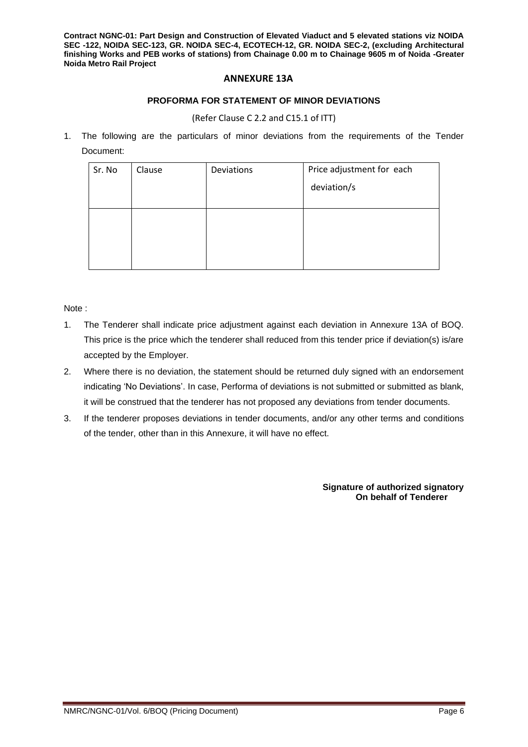## ANNEXURE 13A

### PROFORMA FOR STATEMENT OF MINOR DEVIATIONS

(Refer Clause C 2.2 and C15.1 of ITT)

1. The following are the particulars of minor deviations from the requirements of the Tender Document:

| Sr. No | Clause | Deviations | Price adjustment for each deviation/s |
|---|---|---|---|
| | | | |

Note :

1. The Tenderer shall indicate price adjustment against each deviation in Annexure 13A of BOQ. This price is the price which the tenderer shall reduced from this tender price if deviation(s) is/are accepted by the Employer.
2. Where there is no deviation, the statement should be returned duly signed with an endorsement indicating 'No Deviations'. In case, Performa of deviations is not submitted or submitted as blank, it will be construed that the tenderer has not proposed any deviations from tender documents.
3. If the tenderer proposes deviations in tender documents, and/or any other terms and conditions of the tender, other than in this Annexure, it will have no effect.

**Signature of authorized signatory**
**On behalf of Tenderer**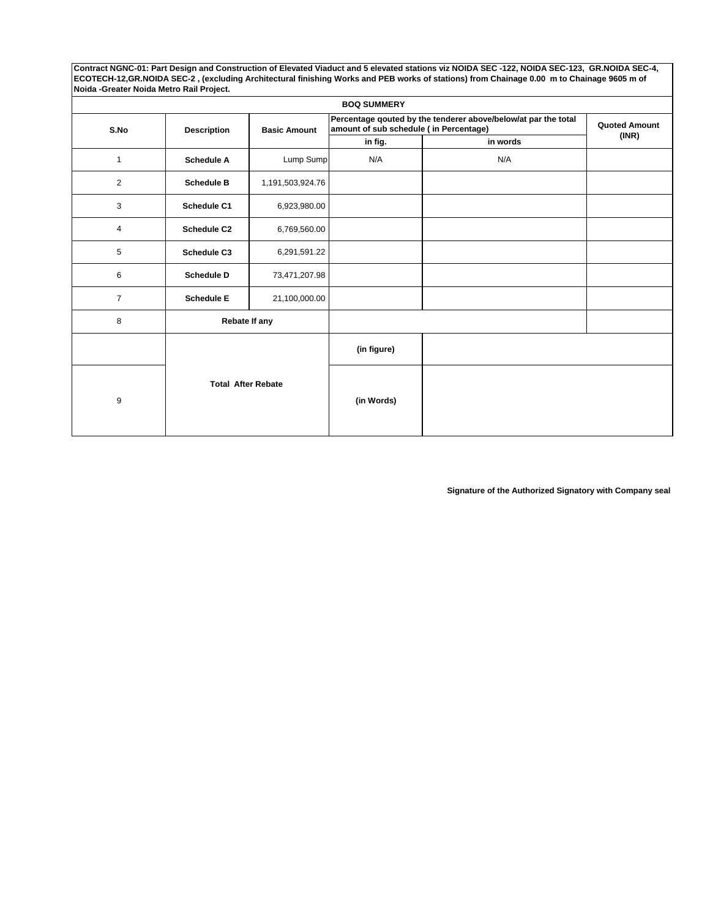**Contract NGNC-01: Part Design and Construction of Elevated Viaduct and 5 elevated stations viz NOIDA SEC -122, NOIDA SEC-123, GR.NOIDA SEC-4, ECOTECH-12,GR.NOIDA SEC-2 , (excluding Architectural finishing Works and PEB works of stations) from Chainage 0.00 m to Chainage 9605 m of Noida -Greater Noida Metro Rail Project.**

**BOQ SUMMERY**

| S.No | Description | Basic Amount | Percentage qouted by the tenderer above/below/at par the total amount of sub schedule ( in Percentage) | | Quoted Amount (INR) |
|---|---|---|---|---|---|
| | | | in fig. | in words | |
| 1 | **Schedule A** | Lump Sump | N/A | N/A | |
| 2 | **Schedule B** | 1,191,503,924.76 | | | |
| 3 | **Schedule C1** | 6,923,980.00 | | | |
| 4 | **Schedule C2** | 6,769,560.00 | | | |
| 5 | **Schedule C3** | 6,291,591.22 | | | |
| 6 | **Schedule D** | 73,471,207.98 | | | |
| 7 | **Schedule E** | 21,100,000.00 | | | |
| 8 | **Rebate If any** | | | | |
| 9 | **Total After Rebate** | | **(in figure)** | | |
| | | | **(in Words)** | | |

**Signature of the Authorized Signatory with Company seal**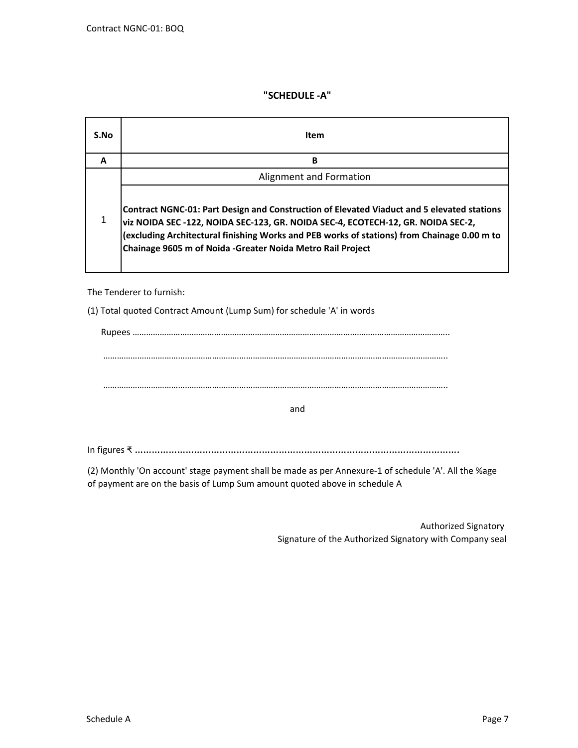## "SCHEDULE -A"

| S.No | Item |
|---|---|
| A | B |
| 1 | Alignment and Formation<br><br>**Contract NGNC-01: Part Design and Construction of Elevated Viaduct and 5 elevated stations viz NOIDA SEC -122, NOIDA SEC-123, GR. NOIDA SEC-4, ECOTECH-12, GR. NOIDA SEC-2, (excluding Architectural finishing Works and PEB works of stations) from Chainage 0.00 m to Chainage 9605 m of Noida -Greater Noida Metro Rail Project** |

The Tenderer to furnish:

(1) Total quoted Contract Amount (Lump Sum) for schedule 'A' in words

Rupees ……………………………………………………………………………………………………………………………..

……………………………………………………………………………………………………………………………………..

……………………………………………………………………………………………………………………………………..

and

In figures ₹ …………………………………………………………………………………………………………..

(2) Monthly 'On account' stage payment shall be made as per Annexure-1 of schedule 'A'. All the %age of payment are on the basis of Lump Sum amount quoted above in schedule A

Authorized Signatory

Signature of the Authorized Signatory with Company seal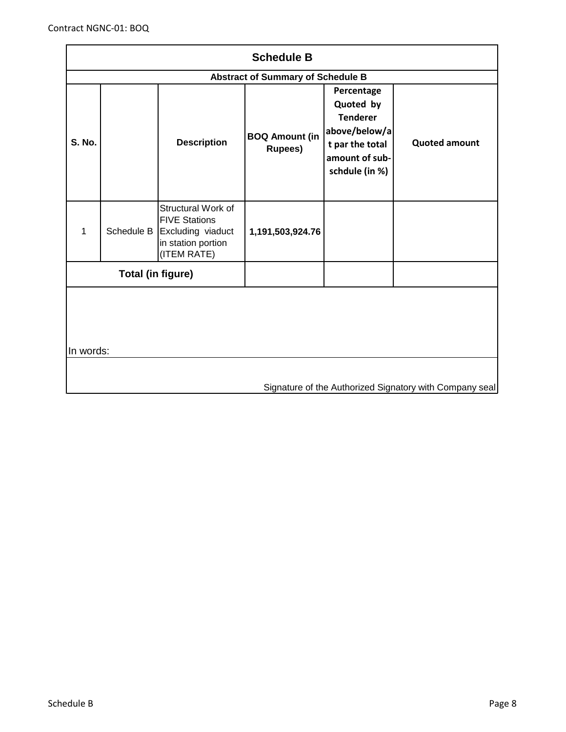## Schedule B

### Abstract of Summary of Schedule B

| S. No. | | Description | BOQ Amount (in Rupees) | Percentage Quoted by Tenderer above/below/at par the total amount of sub-schdule (in %) | Quoted amount |
|---|---|---|---|---|---|
| 1 | Schedule B | Structural Work of FIVE Stations Excluding viaduct in station portion (ITEM RATE) | 1,191,503,924.76 | | |
| Total (in figure) | | | | | |

In words:

Signature of the Authorized Signatory with Company seal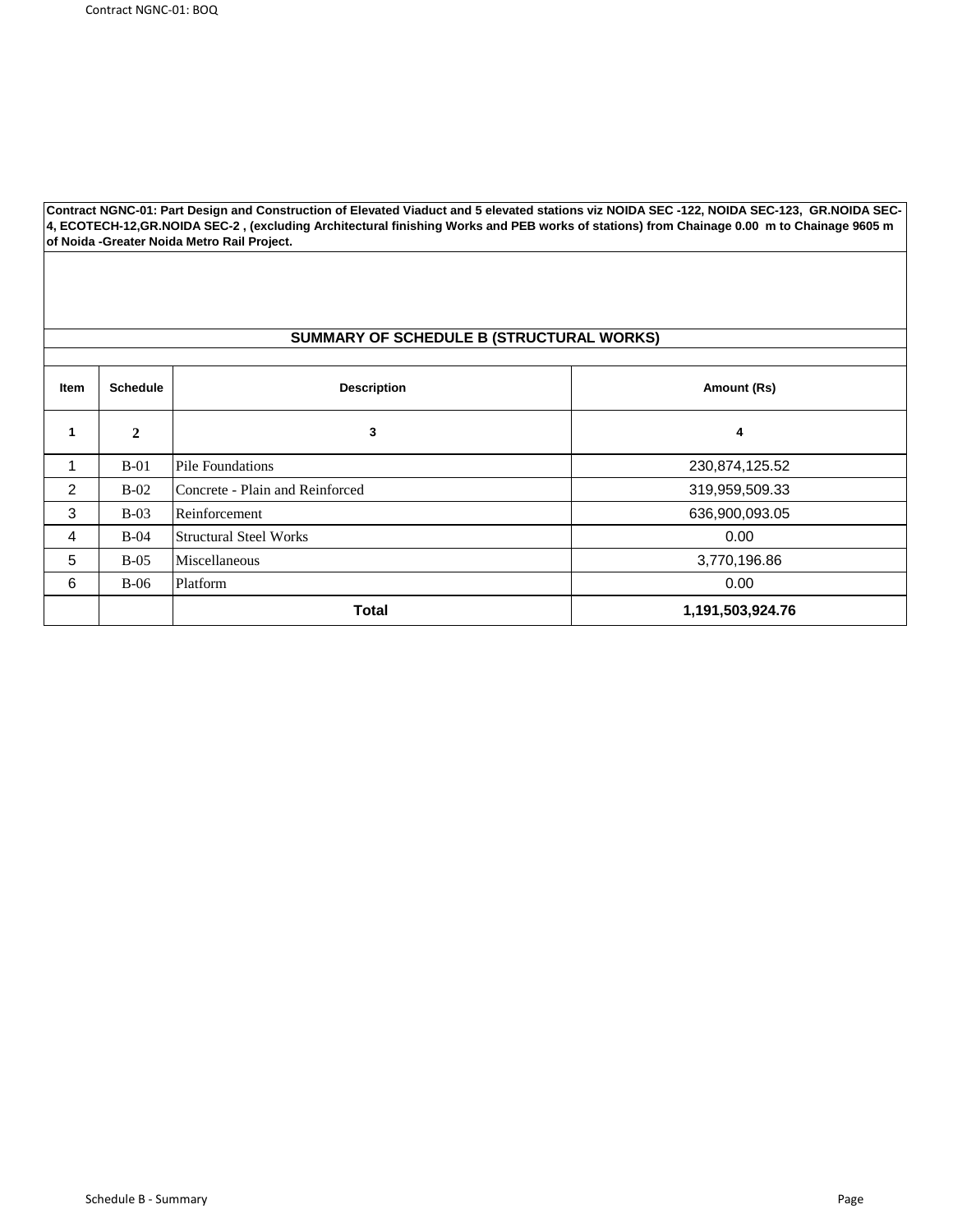**Contract NGNC-01: Part Design and Construction of Elevated Viaduct and 5 elevated stations viz NOIDA SEC -122, NOIDA SEC-123, GR.NOIDA SEC-4, ECOTECH-12,GR.NOIDA SEC-2 , (excluding Architectural finishing Works and PEB works of stations) from Chainage 0.00 m to Chainage 9605 m of Noida -Greater Noida Metro Rail Project.**

## SUMMARY OF SCHEDULE B (STRUCTURAL WORKS)

| Item | Schedule | Description | Amount (Rs) |
|---|---|---|---|
| **1** | **2** | **3** | **4** |
| 1 | B-01 | Pile Foundations | 230,874,125.52 |
| 2 | B-02 | Concrete - Plain and Reinforced | 319,959,509.33 |
| 3 | B-03 | Reinforcement | 636,900,093.05 |
| 4 | B-04 | Structural Steel Works | 0.00 |
| 5 | B-05 | Miscellaneous | 3,770,196.86 |
| 6 | B-06 | Platform | 0.00 |
| | | **Total** | **1,191,503,924.76** |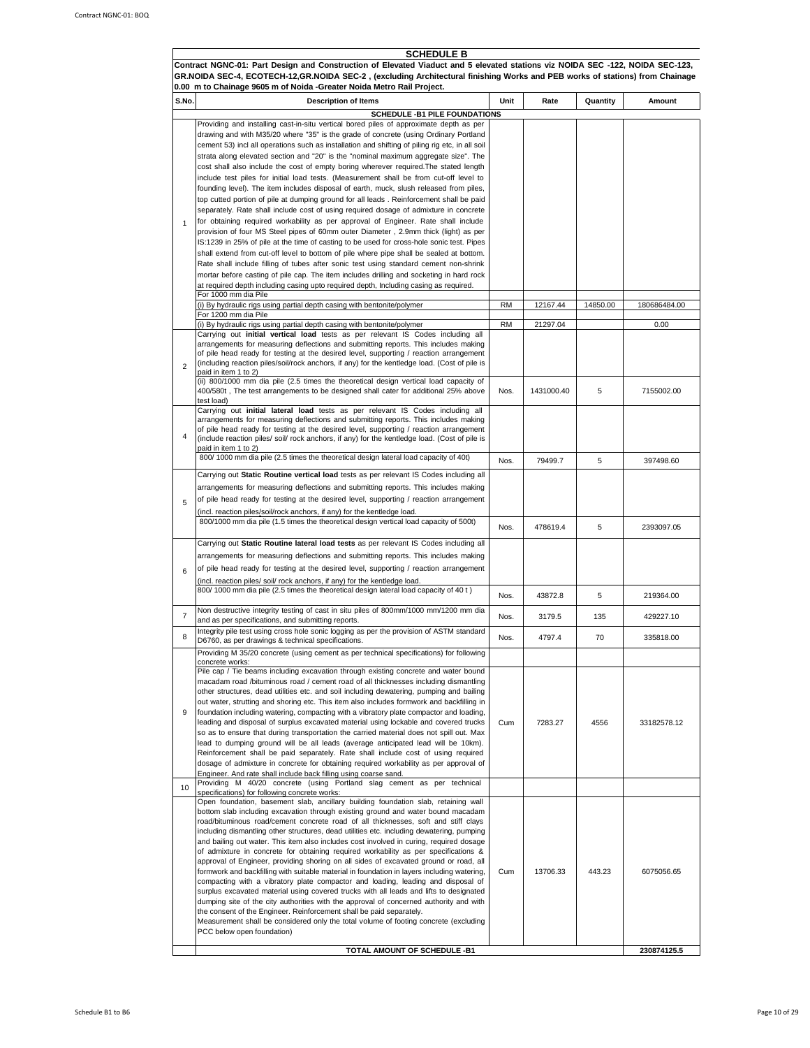# SCHEDULE B

**Contract NGNC-01: Part Design and Construction of Elevated Viaduct and 5 elevated stations viz NOIDA SEC -122, NOIDA SEC-123, GR.NOIDA SEC-4, ECOTECH-12,GR.NOIDA SEC-2 , (excluding Architectural finishing Works and PEB works of stations) from Chainage 0.00 m to Chainage 9605 m of Noida -Greater Noida Metro Rail Project.**

| S.No. | Description of Items | Unit | Rate | Quantity | Amount |
|---|---|---|---|---|---|
| | **SCHEDULE -B1 PILE FOUNDATIONS** | | | | |
| 1 | Providing and installing cast-in-situ vertical bored piles of approximate depth as per drawing and with M35/20 where "35" is the grade of concrete (using Ordinary Portland cement 53) incl all operations such as installation and shifting of piling rig etc, in all soil strata along elevated section and "20" is the "nominal maximum aggregate size". The cost shall also include the cost of empty boring wherever required.The stated length include test piles for initial load tests. (Measurement shall be from cut-off level to founding level). The item includes disposal of earth, muck, slush released from piles, top cutted portion of pile at dumping ground for all leads . Reinforcement shall be paid separately. Rate shall include cost of using required dosage of admixture in concrete for obtaining required workability as per approval of Engineer. Rate shall include provision of four MS Steel pipes of 60mm outer Diameter , 2.9mm thick (light) as per IS:1239 in 25% of pile at the time of casting to be used for cross-hole sonic test. Pipes shall extend from cut-off level to bottom of pile where pipe shall be sealed at bottom. Rate shall include filling of tubes after sonic test using standard cement non-shrink mortar before casting of pile cap. The item includes drilling and socketing in hard rock at required depth including casing upto required depth, Including casing as required. | | | | |
| | For 1000 mm dia Pile | | | | |
| | (i) By hydraulic rigs using partial depth casing with bentonite/polymer | RM | 12167.44 | 14850.00 | 180686484.00 |
| | For 1200 mm dia Pile | | | | |
| | (i) By hydraulic rigs using partial depth casing with bentonite/polymer | RM | 21297.04 | | 0.00 |
| 2 | Carrying out **initial vertical load** tests as per relevant IS Codes including all arrangements for measuring deflections and submitting reports. This includes making of pile head ready for testing at the desired level, supporting / reaction arrangement (including reaction piles/soil/rock anchors, if any) for the kentledge load. (Cost of pile is paid in item 1 to 2) | | | | |
| | (ii) 800/1000 mm dia pile (2.5 times the theoretical design vertical load capacity of 400/580t , The test arrangements to be designed shall cater for additional 25% above test load) | Nos. | 1431000.40 | 5 | 7155002.00 |
| 4 | Carrying out **initial lateral load** tests as per relevant IS Codes including all arrangements for measuring deflections and submitting reports. This includes making of pile head ready for testing at the desired level, supporting / reaction arrangement (include reaction piles/ soil/ rock anchors, if any) for the kentledge load. (Cost of pile is paid in item 1 to 2) | | | | |
| | 800/ 1000 mm dia pile (2.5 times the theoretical design lateral load capacity of 40t) | Nos. | 79499.7 | 5 | 397498.60 |
| 5 | Carrying out **Static Routine vertical load** tests as per relevant IS Codes including all arrangements for measuring deflections and submitting reports. This includes making of pile head ready for testing at the desired level, supporting / reaction arrangement (incl. reaction piles/soil/rock anchors, if any) for the kentledge load. | | | | |
| | 800/1000 mm dia pile (1.5 times the theoretical design vertical load capacity of 500t) | Nos. | 478619.4 | 5 | 2393097.05 |
| 6 | Carrying out **Static Routine lateral load tests** as per relevant IS Codes including all arrangements for measuring deflections and submitting reports. This includes making of pile head ready for testing at the desired level, supporting / reaction arrangement (incl. reaction piles/ soil/ rock anchors, if any) for the kentledge load. | | | | |
| | 800/ 1000 mm dia pile (2.5 times the theoretical design lateral load capacity of 40 t ) | Nos. | 43872.8 | 5 | 219364.00 |
| 7 | Non destructive integrity testing of cast in situ piles of 800mm/1000 mm/1200 mm dia and as per specifications, and submitting reports. | Nos. | 3179.5 | 135 | 429227.10 |
| 8 | Integrity pile test using cross hole sonic logging as per the provision of ASTM standard D6760, as per drawings & technical specifications. | Nos. | 4797.4 | 70 | 335818.00 |
| 9 | Providing M 35/20 concrete (using cement as per technical specifications) for following concrete works: | | | | |
| | Pile cap / Tie beams including excavation through existing concrete and water bound macadam road /bituminous road / cement road of all thicknesses including dismantling other structures, dead utilities etc. and soil including dewatering, pumping and bailing out water, strutting and shoring etc. This item also includes formwork and backfilling in foundation including watering, compacting with a vibratory plate compactor and loading, leading and disposal of surplus excavated material using lockable and covered trucks so as to ensure that during transportation the carried material does not spill out. Max lead to dumping ground will be all leads (average anticipated lead will be 10km). Reinforcement shall be paid separately. Rate shall include cost of using required dosage of admixture in concrete for obtaining required workability as per approval of Engineer. And rate shall include back filling using coarse sand. | Cum | 7283.27 | 4556 | 33182578.12 |
| 10 | Providing M 40/20 concrete (using Portland slag cement as per technical specifications) for following concrete works: | | | | |
| | Open foundation, basement slab, ancillary building foundation slab, retaining wall bottom slab including excavation through existing ground and water bound macadam road/bituminous road/cement concrete road of all thicknesses, soft and stiff clays including dismantling other structures, dead utilities etc. including dewatering, pumping and bailing out water. This item also includes cost involved in curing, required dosage of admixture in concrete for obtaining required workability as per specifications & approval of Engineer, providing shoring on all sides of excavated ground or road, all formwork and backfilling with suitable material in foundation in layers including watering, compacting with a vibratory plate compactor and loading, leading and disposal of surplus excavated material using covered trucks with all leads and lifts to designated dumping site of the city authorities with the approval of concerned authority and with the consent of the Engineer. Reinforcement shall be paid separately. Measurement shall be considered only the total volume of footing concrete (excluding PCC below open foundation) | Cum | 13706.33 | 443.23 | 6075056.65 |
| | **TOTAL AMOUNT OF SCHEDULE -B1** | | | | **230874125.5** |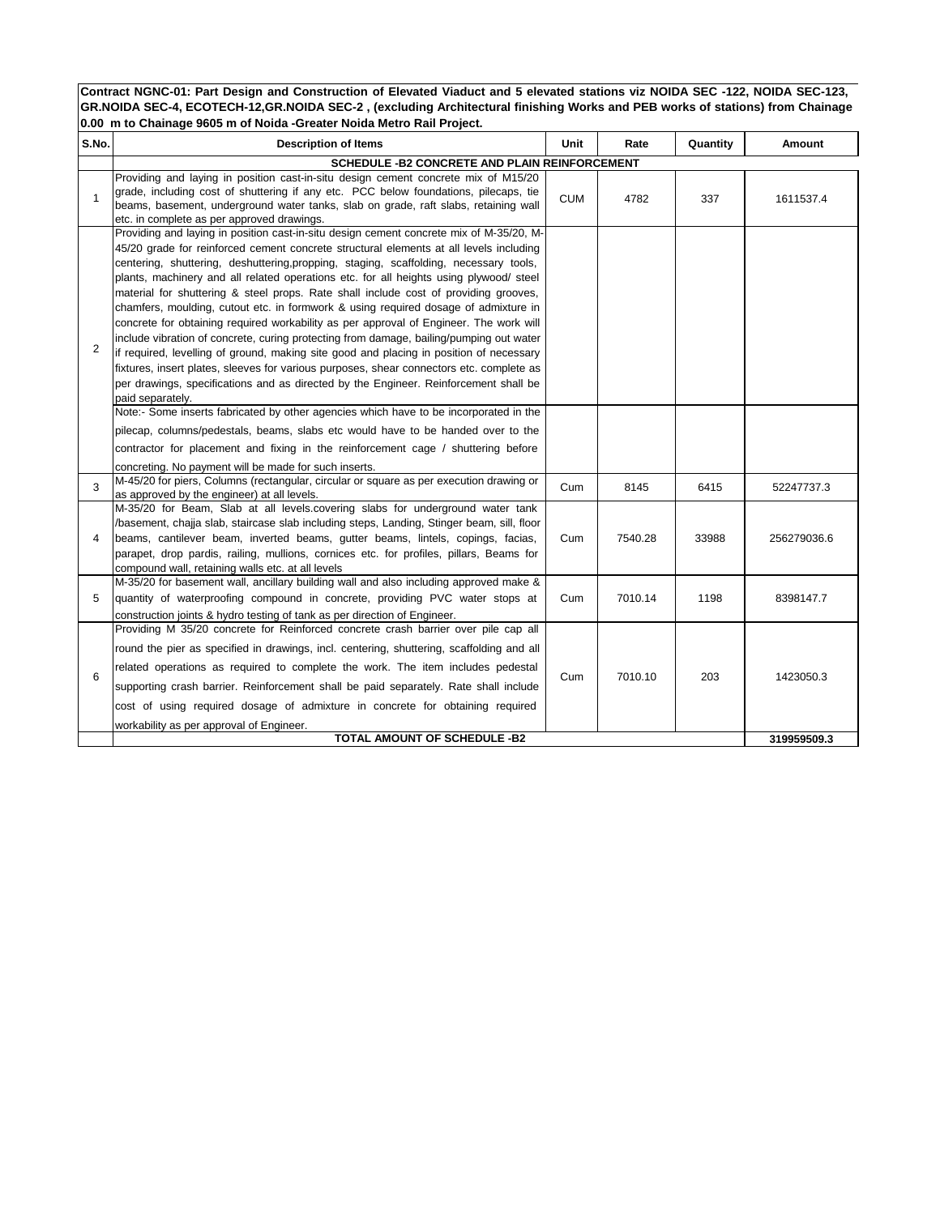**Contract NGNC-01: Part Design and Construction of Elevated Viaduct and 5 elevated stations viz NOIDA SEC -122, NOIDA SEC-123, GR.NOIDA SEC-4, ECOTECH-12,GR.NOIDA SEC-2 , (excluding Architectural finishing Works and PEB works of stations) from Chainage 0.00 m to Chainage 9605 m of Noida -Greater Noida Metro Rail Project.**

| S.No. | Description of Items | Unit | Rate | Quantity | Amount |
|---|---|---|---|---|---|
| | **SCHEDULE -B2 CONCRETE AND PLAIN REINFORCEMENT** | | | | |
| 1 | Providing and laying in position cast-in-situ design cement concrete mix of M15/20 grade, including cost of shuttering if any etc. PCC below foundations, pilecaps, tie beams, basement, underground water tanks, slab on grade, raft slabs, retaining wall etc. in complete as per approved drawings. | CUM | 4782 | 337 | 1611537.4 |
| 2 | Providing and laying in position cast-in-situ design cement concrete mix of M-35/20, M-45/20 grade for reinforced cement concrete structural elements at all levels including centering, shuttering, deshuttering,propping, staging, scaffolding, necessary tools, plants, machinery and all related operations etc. for all heights using plywood/ steel material for shuttering & steel props. Rate shall include cost of providing grooves, chamfers, moulding, cutout etc. in formwork & using required dosage of admixture in concrete for obtaining required workability as per approval of Engineer. The work will include vibration of concrete, curing protecting from damage, bailing/pumping out water if required, levelling of ground, making site good and placing in position of necessary fixtures, insert plates, sleeves for various purposes, shear connectors etc. complete as per drawings, specifications and as directed by the Engineer. Reinforcement shall be paid separately. | | | | |
| | Note:- Some inserts fabricated by other agencies which have to be incorporated in the pilecap, columns/pedestals, beams, slabs etc would have to be handed over to the contractor for placement and fixing in the reinforcement cage / shuttering before concreting. No payment will be made for such inserts. | | | | |
| 3 | M-45/20 for piers, Columns (rectangular, circular or square as per execution drawing or as approved by the engineer) at all levels. | Cum | 8145 | 6415 | 52247737.3 |
| 4 | M-35/20 for Beam, Slab at all levels.covering slabs for underground water tank /basement, chajja slab, staircase slab including steps, Landing, Stinger beam, sill, floor beams, cantilever beam, inverted beams, gutter beams, lintels, copings, facias, parapet, drop pardis, railing, mullions, cornices etc. for profiles, pillars, Beams for compound wall, retaining walls etc. at all levels | Cum | 7540.28 | 33988 | 256279036.6 |
| 5 | M-35/20 for basement wall, ancillary building wall and also including approved make & quantity of waterproofing compound in concrete, providing PVC water stops at construction joints & hydro testing of tank as per direction of Engineer. | Cum | 7010.14 | 1198 | 8398147.7 |
| 6 | Providing M 35/20 concrete for Reinforced concrete crash barrier over pile cap all round the pier as specified in drawings, incl. centering, shuttering, scaffolding and all related operations as required to complete the work. The item includes pedestal supporting crash barrier. Reinforcement shall be paid separately. Rate shall include cost of using required dosage of admixture in concrete for obtaining required workability as per approval of Engineer. | Cum | 7010.10 | 203 | 1423050.3 |
| | **TOTAL AMOUNT OF SCHEDULE -B2** | | | | **319959509.3** |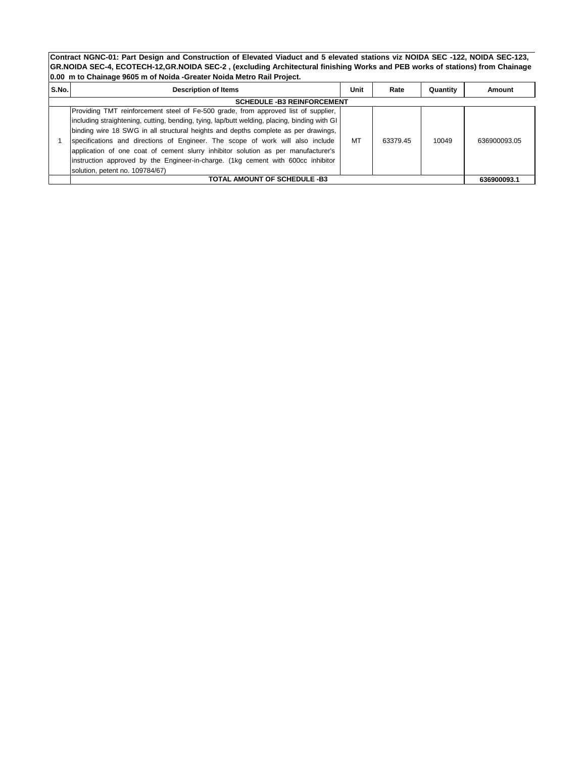**Contract NGNC-01: Part Design and Construction of Elevated Viaduct and 5 elevated stations viz NOIDA SEC -122, NOIDA SEC-123, GR.NOIDA SEC-4, ECOTECH-12,GR.NOIDA SEC-2 , (excluding Architectural finishing Works and PEB works of stations) from Chainage 0.00 m to Chainage 9605 m of Noida -Greater Noida Metro Rail Project.**

| S.No. | Description of Items | Unit | Rate | Quantity | Amount |
|---|---|---|---|---|---|
| | **SCHEDULE -B3 REINFORCEMENT** | | | | |
| 1 | Providing TMT reinforcement steel of Fe-500 grade, from approved list of supplier, including straightening, cutting, bending, tying, lap/butt welding, placing, binding with GI binding wire 18 SWG in all structural heights and depths complete as per drawings, specifications and directions of Engineer. The scope of work will also include application of one coat of cement slurry inhibitor solution as per manufacturer's instruction approved by the Engineer-in-charge. (1kg cement with 600cc inhibitor solution, petent no. 109784/67) | MT | 63379.45 | 10049 | 636900093.05 |
| | **TOTAL AMOUNT OF SCHEDULE -B3** | | | | **636900093.1** |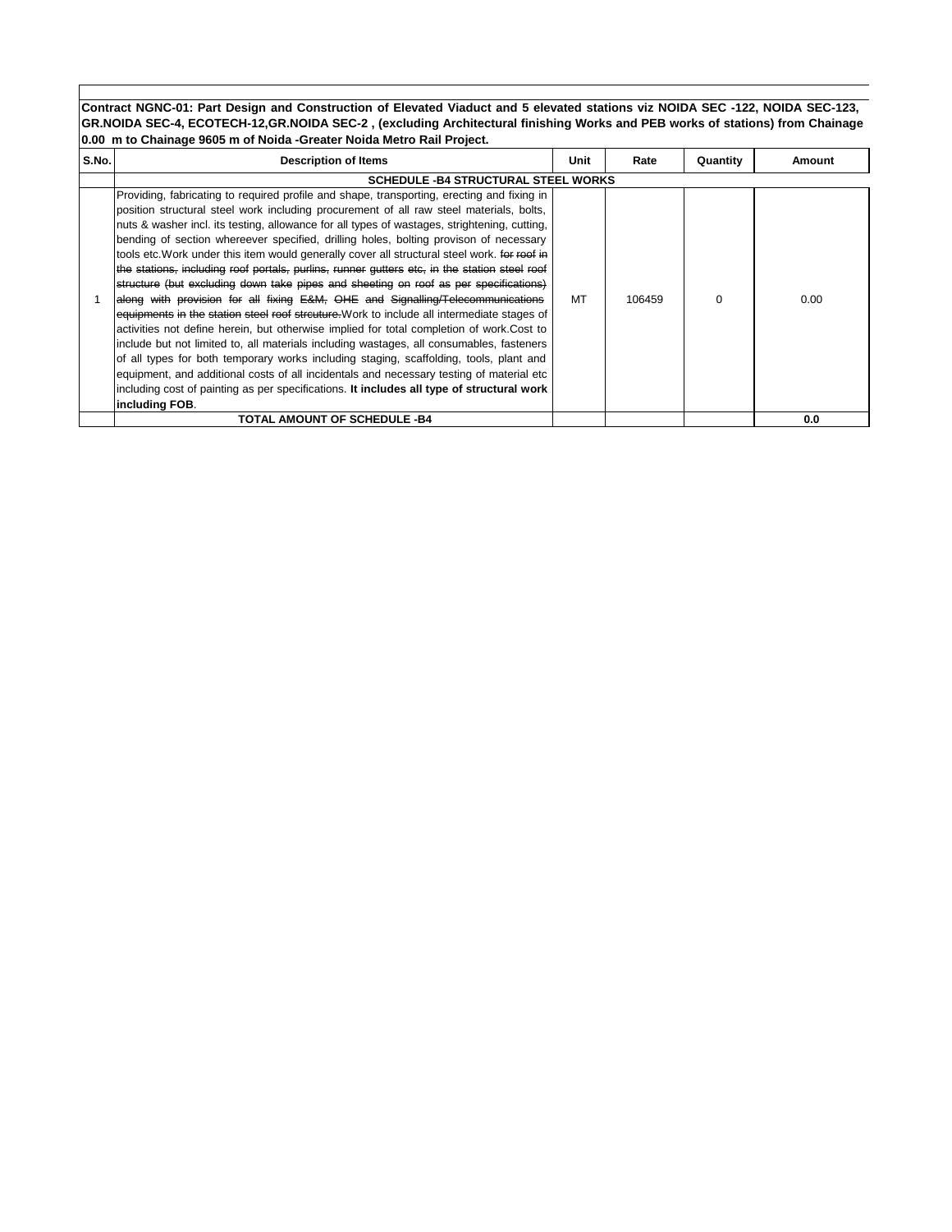**Contract NGNC-01: Part Design and Construction of Elevated Viaduct and 5 elevated stations viz NOIDA SEC -122, NOIDA SEC-123, GR.NOIDA SEC-4, ECOTECH-12,GR.NOIDA SEC-2 , (excluding Architectural finishing Works and PEB works of stations) from Chainage 0.00 m to Chainage 9605 m of Noida -Greater Noida Metro Rail Project.**

| S.No. | Description of Items | Unit | Rate | Quantity | Amount |
|---|---|---|---|---|---|
| | **SCHEDULE -B4 STRUCTURAL STEEL WORKS** | | | | |
| 1 | Providing, fabricating to required profile and shape, transporting, erecting and fixing in position structural steel work including procurement of all raw steel materials, bolts, nuts & washer incl. its testing, allowance for all types of wastages, strightening, cutting, bending of section whereever specified, drilling holes, bolting provison of necessary tools etc.Work under this item would generally cover all structural steel work. ~~for roof in the stations, including roof portals, purlins, runner gutters etc, in the station steel roof structure (but excluding down take pipes and sheeting on roof as per specifications) along with provision for all fixing E&M, OHE and Signalling/Telecommunications equipments in the station steel roof streuture.~~Work to include all intermediate stages of activities not define herein, but otherwise implied for total completion of work.Cost to include but not limited to, all materials including wastages, all consumables, fasteners of all types for both temporary works including staging, scaffolding, tools, plant and equipment, and additional costs of all incidentals and necessary testing of material etc including cost of painting as per specifications. **It includes all type of structural work including FOB**. | MT | 106459 | 0 | 0.00 |
| | **TOTAL AMOUNT OF SCHEDULE -B4** | | | | **0.0** |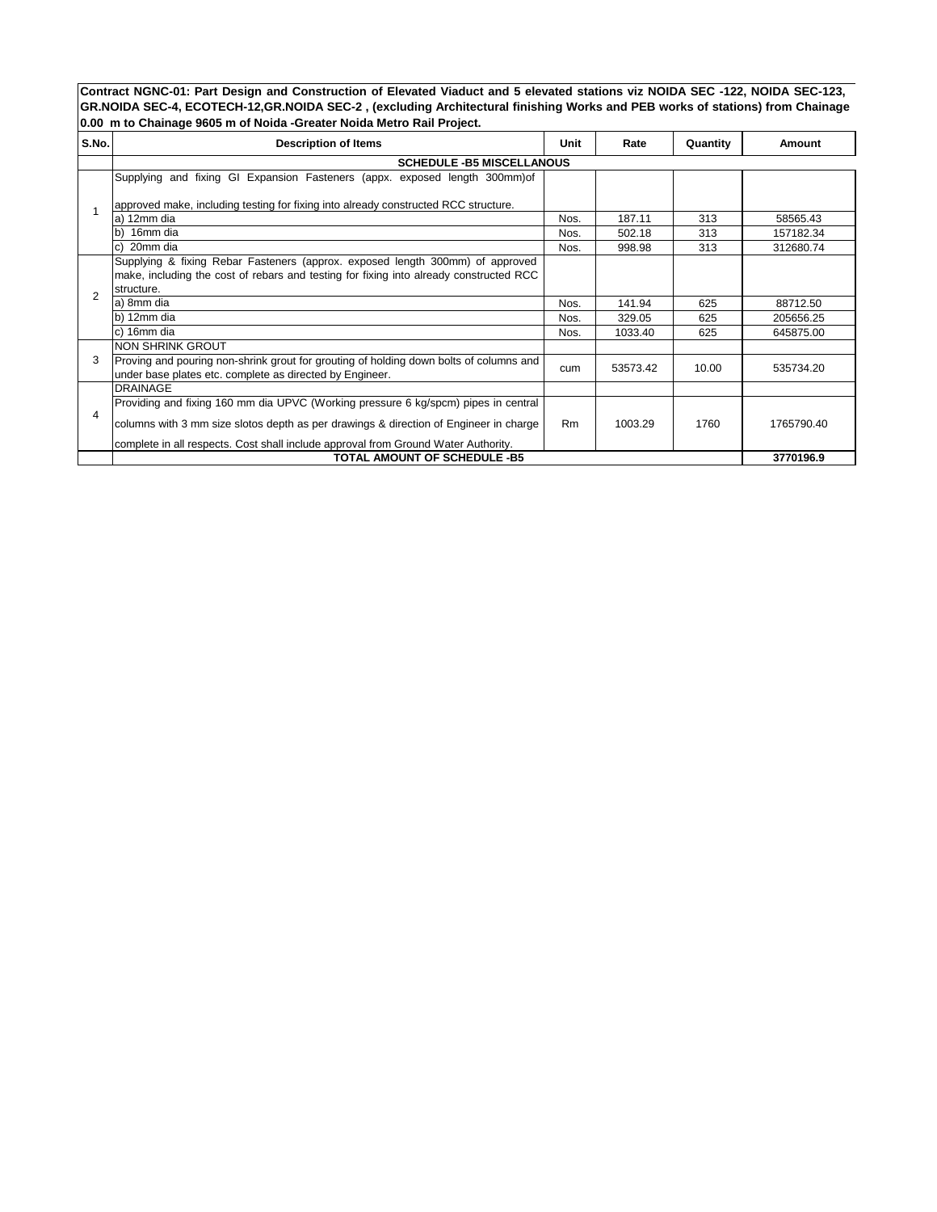**Contract NGNC-01: Part Design and Construction of Elevated Viaduct and 5 elevated stations viz NOIDA SEC -122, NOIDA SEC-123, GR.NOIDA SEC-4, ECOTECH-12,GR.NOIDA SEC-2 , (excluding Architectural finishing Works and PEB works of stations) from Chainage 0.00 m to Chainage 9605 m of Noida -Greater Noida Metro Rail Project.**

| S.No. | Description of Items | Unit | Rate | Quantity | Amount |
|---|---|---|---|---|---|
| | **SCHEDULE -B5 MISCELLANOUS** | | | | |
| 1 | Supplying and fixing GI Expansion Fasteners (appx. exposed length 300mm)of approved make, including testing for fixing into already constructed RCC structure. | | | | |
| | a) 12mm dia | Nos. | 187.11 | 313 | 58565.43 |
| | b) 16mm dia | Nos. | 502.18 | 313 | 157182.34 |
| | c) 20mm dia | Nos. | 998.98 | 313 | 312680.74 |
| 2 | Supplying & fixing Rebar Fasteners (approx. exposed length 300mm) of approved make, including the cost of rebars and testing for fixing into already constructed RCC structure. | | | | |
| | a) 8mm dia | Nos. | 141.94 | 625 | 88712.50 |
| | b) 12mm dia | Nos. | 329.05 | 625 | 205656.25 |
| | c) 16mm dia | Nos. | 1033.40 | 625 | 645875.00 |
| 3 | NON SHRINK GROUT | | | | |
| | Proving and pouring non-shrink grout for grouting of holding down bolts of columns and under base plates etc. complete as directed by Engineer. | cum | 53573.42 | 10.00 | 535734.20 |
| 4 | DRAINAGE | | | | |
| | Providing and fixing 160 mm dia UPVC (Working pressure 6 kg/spcm) pipes in central columns with 3 mm size slotos depth as per drawings & direction of Engineer in charge complete in all respects. Cost shall include approval from Ground Water Authority. | Rm | 1003.29 | 1760 | 1765790.40 |
| | **TOTAL AMOUNT OF SCHEDULE -B5** | | | | **3770196.9** |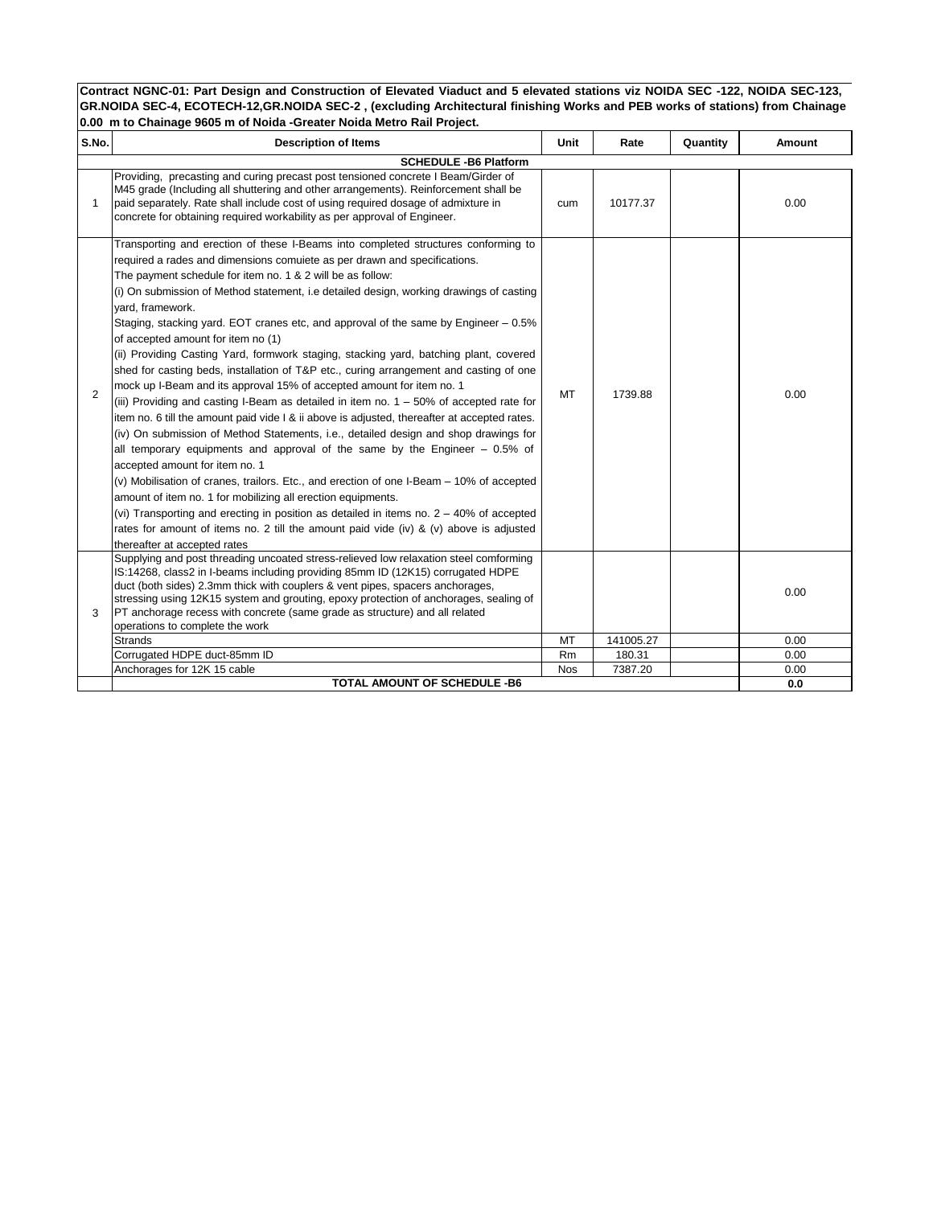**Contract NGNC-01: Part Design and Construction of Elevated Viaduct and 5 elevated stations viz NOIDA SEC -122, NOIDA SEC-123, GR.NOIDA SEC-4, ECOTECH-12,GR.NOIDA SEC-2 , (excluding Architectural finishing Works and PEB works of stations) from Chainage 0.00 m to Chainage 9605 m of Noida -Greater Noida Metro Rail Project.**

| S.No. | Description of Items | Unit | Rate | Quantity | Amount |
|---|---|---|---|---|---|
| | **SCHEDULE -B6 Platform** | | | | |
| 1 | Providing, precasting and curing precast post tensioned concrete I Beam/Girder of M45 grade (Including all shuttering and other arrangements). Reinforcement shall be paid separately. Rate shall include cost of using required dosage of admixture in concrete for obtaining required workability as per approval of Engineer. | cum | 10177.37 | | 0.00 |
| 2 | Transporting and erection of these I-Beams into completed structures conforming to required a rades and dimensions comuiete as per drawn and specifications.<br>The payment schedule for item no. 1 & 2 will be as follow:<br>(i) On submission of Method statement, i.e detailed design, working drawings of casting yard, framework.<br>Staging, stacking yard. EOT cranes etc, and approval of the same by Engineer – 0.5% of accepted amount for item no (1)<br>(ii) Providing Casting Yard, formwork staging, stacking yard, batching plant, covered shed for casting beds, installation of T&P etc., curing arrangement and casting of one mock up I-Beam and its approval 15% of accepted amount for item no. 1<br>(iii) Providing and casting I-Beam as detailed in item no. 1 – 50% of accepted rate for item no. 6 till the amount paid vide I & ii above is adjusted, thereafter at accepted rates.<br>(iv) On submission of Method Statements, i.e., detailed design and shop drawings for all temporary equipments and approval of the same by the Engineer – 0.5% of accepted amount for item no. 1<br>(v) Mobilisation of cranes, trailors. Etc., and erection of one I-Beam – 10% of accepted amount of item no. 1 for mobilizing all erection equipments.<br>(vi) Transporting and erecting in position as detailed in items no. 2 – 40% of accepted rates for amount of items no. 2 till the amount paid vide (iv) & (v) above is adjusted thereafter at accepted rates | MT | 1739.88 | | 0.00 |
| 3 | Supplying and post threading uncoated stress-relieved low relaxation steel comforming IS:14268, class2 in I-beams including providing 85mm ID (12K15) corrugated HDPE duct (both sides) 2.3mm thick with couplers & vent pipes, spacers anchorages, stressing using 12K15 system and grouting, epoxy protection of anchorages, sealing of PT anchorage recess with concrete (same grade as structure) and all related operations to complete the work | | | | 0.00 |
| | Strands | MT | 141005.27 | | 0.00 |
| | Corrugated HDPE duct-85mm ID | Rm | 180.31 | | 0.00 |
| | Anchorages for 12K 15 cable | Nos | 7387.20 | | 0.00 |
| | **TOTAL AMOUNT OF SCHEDULE -B6** | | | | **0.0** |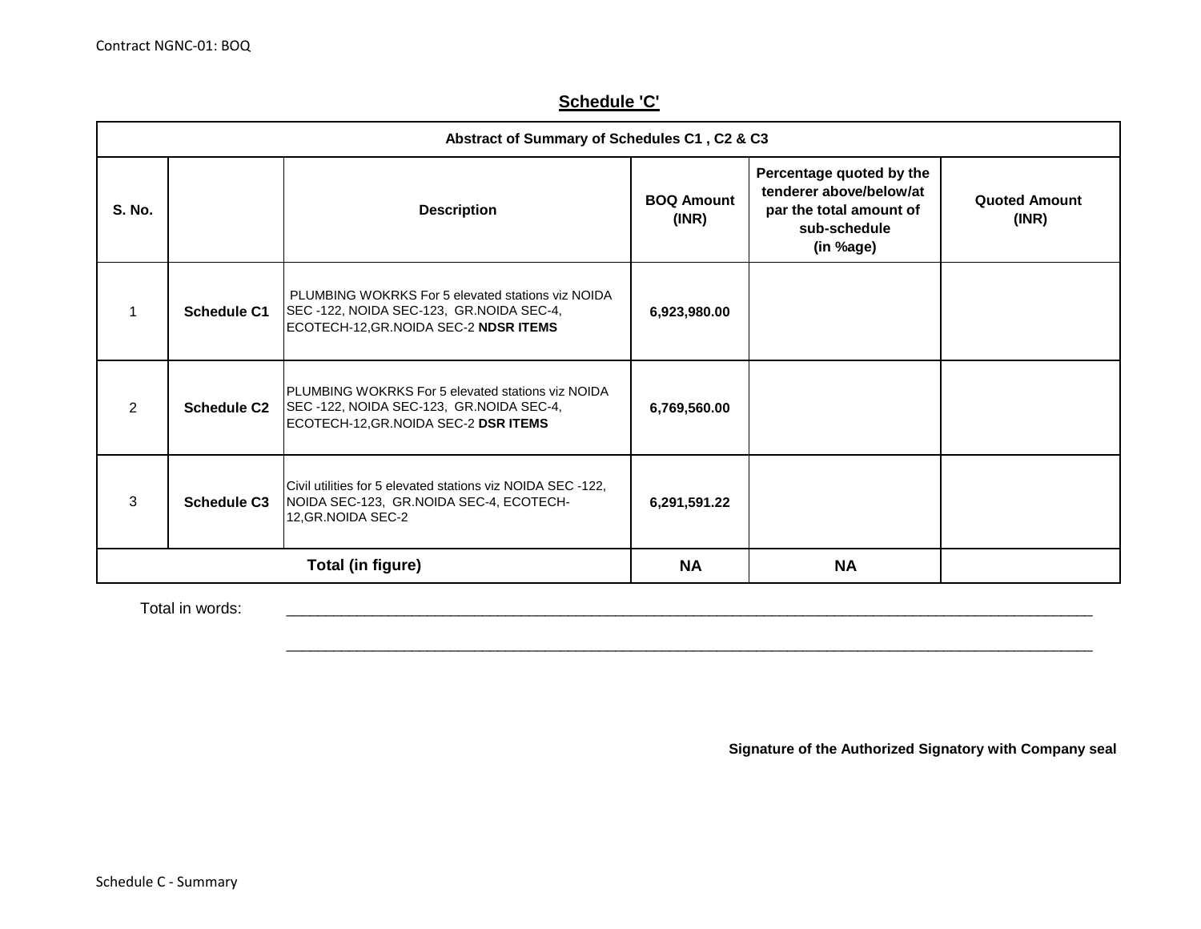## Schedule 'C'

| Abstract of Summary of Schedules C1 , C2 & C3 | | | | | |
|---|---|---|---|---|---|
| **S. No.** | | **Description** | **BOQ Amount (INR)** | **Percentage quoted by the tenderer above/below/at par the total amount of sub-schedule (in %age)** | **Quoted Amount (INR)** |
| 1 | **Schedule C1** | PLUMBING WOKRKS For 5 elevated stations viz NOIDA SEC -122, NOIDA SEC-123, GR.NOIDA SEC-4, ECOTECH-12,GR.NOIDA SEC-2 **NDSR ITEMS** | **6,923,980.00** | | |
| 2 | **Schedule C2** | PLUMBING WOKRKS For 5 elevated stations viz NOIDA SEC -122, NOIDA SEC-123, GR.NOIDA SEC-4, ECOTECH-12,GR.NOIDA SEC-2 **DSR ITEMS** | **6,769,560.00** | | |
| 3 | **Schedule C3** | Civil utilities for 5 elevated stations viz NOIDA SEC -122, NOIDA SEC-123, GR.NOIDA SEC-4, ECOTECH-12,GR.NOIDA SEC-2 | **6,291,591.22** | | |
| **Total (in figure)** | | | **NA** | **NA** | |

Total in words: ________________________________________________________________________________

________________________________________________________________________________

**Signature of the Authorized Signatory with Company seal**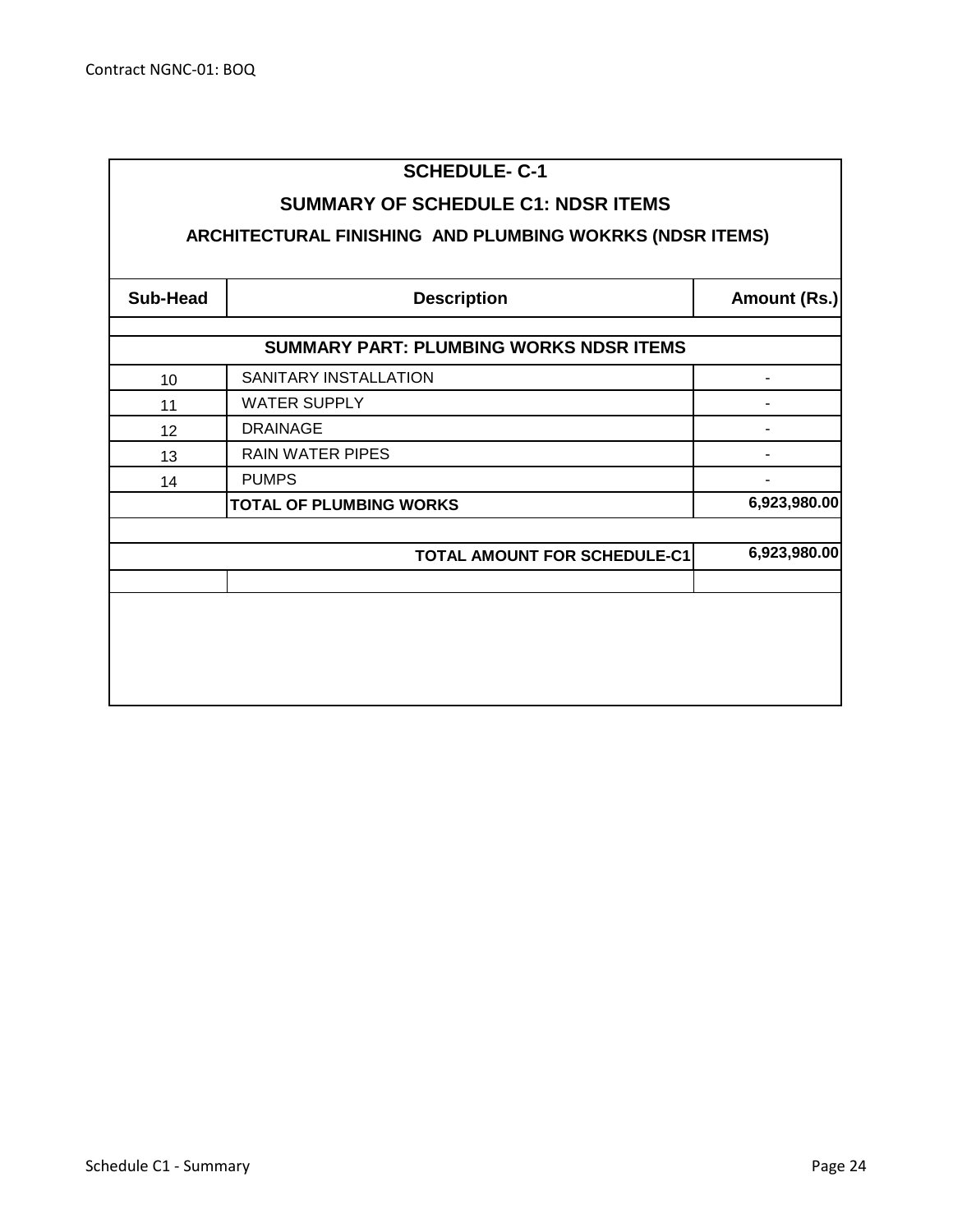# SCHEDULE- C-1

## SUMMARY OF SCHEDULE C1: NDSR ITEMS

### ARCHITECTURAL FINISHING AND PLUMBING WOKRKS (NDSR ITEMS)

| Sub-Head | Description | Amount (Rs.) |
|---|---|---|
| | **SUMMARY PART: PLUMBING WORKS NDSR ITEMS** | |
| 10 | SANITARY INSTALLATION | - |
| 11 | WATER SUPPLY | - |
| 12 | DRAINAGE | - |
| 13 | RAIN WATER PIPES | - |
| 14 | PUMPS | - |
| | **TOTAL OF PLUMBING WORKS** | **6,923,980.00** |
| | | |
| | **TOTAL AMOUNT FOR SCHEDULE-C1** | **6,923,980.00** |
| | | |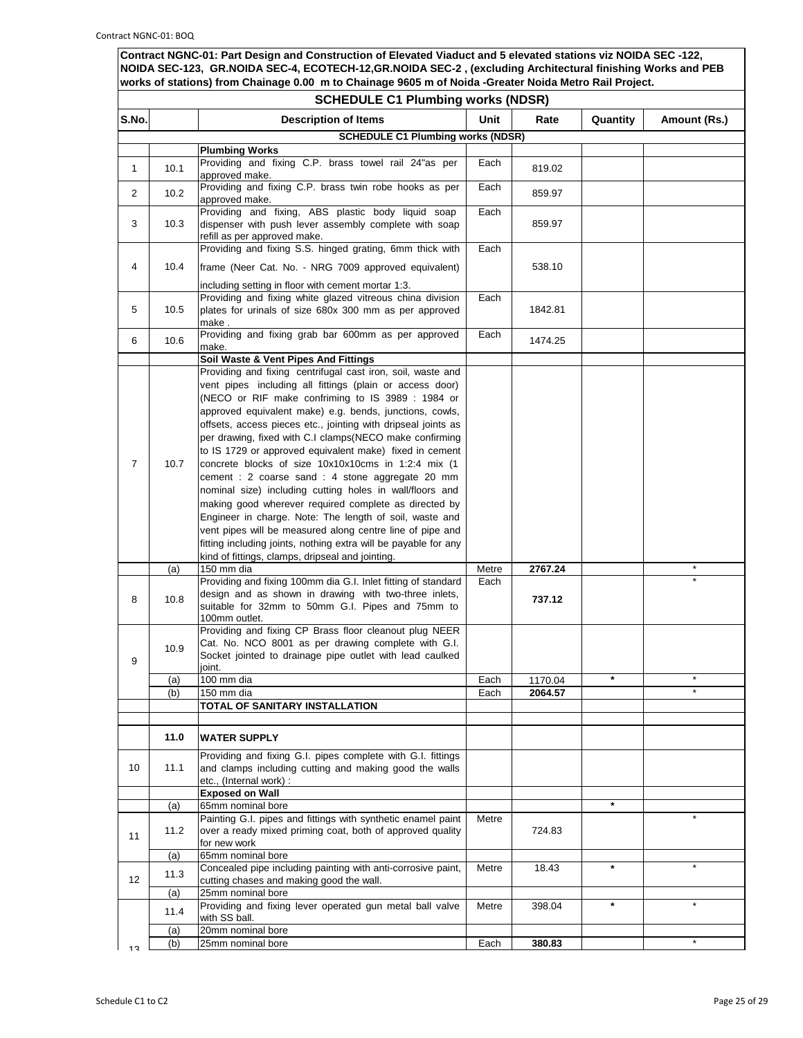**Contract NGNC-01: Part Design and Construction of Elevated Viaduct and 5 elevated stations viz NOIDA SEC -122, NOIDA SEC-123, GR.NOIDA SEC-4, ECOTECH-12,GR.NOIDA SEC-2 , (excluding Architectural finishing Works and PEB works of stations) from Chainage 0.00 m to Chainage 9605 m of Noida -Greater Noida Metro Rail Project.**

## SCHEDULE C1 Plumbing works (NDSR)

| S.No. | | Description of Items | Unit | Rate | Quantity | Amount (Rs.) |
|---|---|---|---|---|---|---|
| | | **SCHEDULE C1 Plumbing works (NDSR)** | | | | |
| | | **Plumbing Works** | | | | |
| 1 | 10.1 | Providing and fixing C.P. brass towel rail 24"as per approved make. | Each | 819.02 | | |
| 2 | 10.2 | Providing and fixing C.P. brass twin robe hooks as per approved make. | Each | 859.97 | | |
| 3 | 10.3 | Providing and fixing, ABS plastic body liquid soap dispenser with push lever assembly complete with soap refill as per approved make. | Each | 859.97 | | |
| 4 | 10.4 | Providing and fixing S.S. hinged grating, 6mm thick with frame (Neer Cat. No. - NRG 7009 approved equivalent) including setting in floor with cement mortar 1:3. | Each | 538.10 | | |
| 5 | 10.5 | Providing and fixing white glazed vitreous china division plates for urinals of size 680x 300 mm as per approved make . | Each | 1842.81 | | |
| 6 | 10.6 | Providing and fixing grab bar 600mm as per approved make. | Each | 1474.25 | | |
| | | **Soil Waste & Vent Pipes And Fittings** | | | | |
| 7 | 10.7 | Providing and fixing centrifugal cast iron, soil, waste and vent pipes including all fittings (plain or access door) (NECO or RIF make confriming to IS 3989 : 1984 or approved equivalent make) e.g. bends, junctions, cowls, offsets, access pieces etc., jointing with dripseal joints as per drawing, fixed with C.I clamps(NECO make confirming to IS 1729 or approved equivalent make) fixed in cement concrete blocks of size 10x10x10cms in 1:2:4 mix (1 cement : 2 coarse sand : 4 stone aggregate 20 mm nominal size) including cutting holes in wall/floors and making good wherever required complete as directed by Engineer in charge. Note: The length of soil, waste and vent pipes will be measured along centre line of pipe and fitting including joints, nothing extra will be payable for any kind of fittings, clamps, dripseal and jointing. | | | | |
| | (a) | 150 mm dia | Metre | **2767.24** | | * |
| 8 | 10.8 | Providing and fixing 100mm dia G.I. Inlet fitting of standard design and as shown in drawing with two-three inlets, suitable for 32mm to 50mm G.I. Pipes and 75mm to 100mm outlet. | Each | **737.12** | | * |
| 9 | 10.9 | Providing and fixing CP Brass floor cleanout plug NEER Cat. No. NCO 8001 as per drawing complete with G.I. Socket jointed to drainage pipe outlet with lead caulked joint. | | | | |
| | (a) | 100 mm dia | Each | 1170.04 | * | * |
| | (b) | 150 mm dia | Each | **2064.57** | | * |
| | | **TOTAL OF SANITARY INSTALLATION** | | | | |
| | | | | | | |
| | **11.0** | **WATER SUPPLY** | | | | |
| 10 | 11.1 | Providing and fixing G.I. pipes complete with G.I. fittings and clamps including cutting and making good the walls etc., (Internal work) : | | | | |
| | | **Exposed on Wall** | | | | |
| | (a) | 65mm nominal bore | | | * | |
| 11 | 11.2 | Painting G.I. pipes and fittings with synthetic enamel paint over a ready mixed priming coat, both of approved quality for new work | Metre | 724.83 | | * |
| | (a) | 65mm nominal bore | | | | |
| 12 | 11.3 | Concealed pipe including painting with anti-corrosive paint, cutting chases and making good the wall. | Metre | 18.43 | * | * |
| | (a) | 25mm nominal bore | | | | |
| 13 | 11.4 | Providing and fixing lever operated gun metal ball valve with SS ball. | Metre | 398.04 | * | * |
| | (a) | 20mm nominal bore | | | | |
| | (b) | 25mm nominal bore | Each | **380.83** | | * |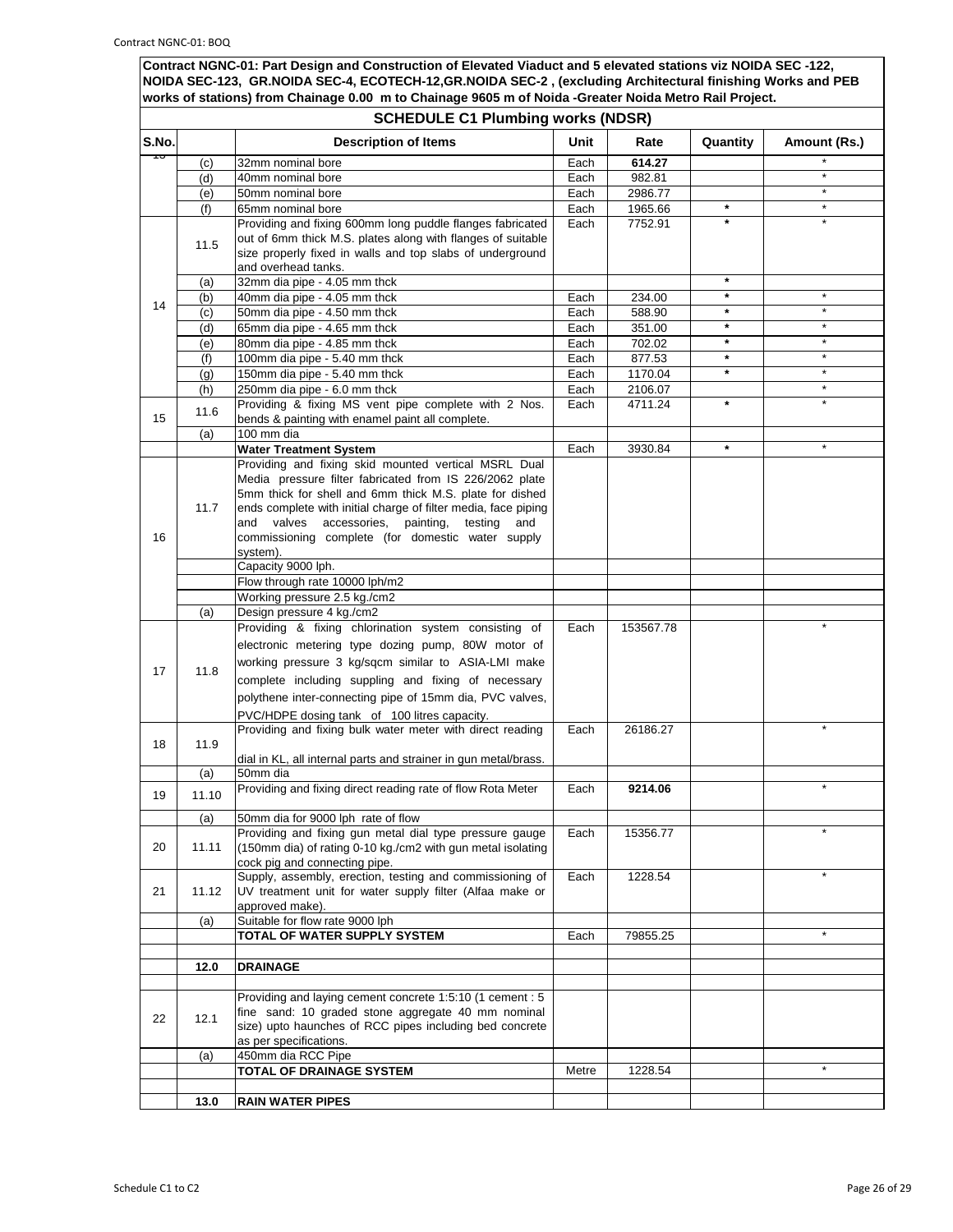**Contract NGNC-01: Part Design and Construction of Elevated Viaduct and 5 elevated stations viz NOIDA SEC -122, NOIDA SEC-123, GR.NOIDA SEC-4, ECOTECH-12,GR.NOIDA SEC-2 , (excluding Architectural finishing Works and PEB works of stations) from Chainage 0.00 m to Chainage 9605 m of Noida -Greater Noida Metro Rail Project.**

## SCHEDULE C1 Plumbing works (NDSR)

| S.No. | | Description of Items | Unit | Rate | Quantity | Amount (Rs.) |
|---|---|---|---|---|---|---|
| 13 | (c) | 32mm nominal bore | Each | **614.27** | | * |
| | (d) | 40mm nominal bore | Each | 982.81 | | * |
| | (e) | 50mm nominal bore | Each | 2986.77 | | * |
| | (f) | 65mm nominal bore | Each | 1965.66 | * | * |
| 14 | 11.5 | Providing and fixing 600mm long puddle flanges fabricated out of 6mm thick M.S. plates along with flanges of suitable size properly fixed in walls and top slabs of underground and overhead tanks. | Each | 7752.91 | * | * |
| | (a) | 32mm dia pipe - 4.05 mm thck | | | * | |
| | (b) | 40mm dia pipe - 4.05 mm thck | Each | 234.00 | * | * |
| | (c) | 50mm dia pipe - 4.50 mm thck | Each | 588.90 | * | * |
| | (d) | 65mm dia pipe - 4.65 mm thck | Each | 351.00 | * | * |
| | (e) | 80mm dia pipe - 4.85 mm thck | Each | 702.02 | * | * |
| | (f) | 100mm dia pipe - 5.40 mm thck | Each | 877.53 | * | * |
| | (g) | 150mm dia pipe - 5.40 mm thck | Each | 1170.04 | * | * |
| | (h) | 250mm dia pipe - 6.0 mm thck | Each | 2106.07 | | * |
| 15 | 11.6 | Providing & fixing MS vent pipe complete with 2 Nos. bends & painting with enamel paint all complete. | Each | 4711.24 | * | * |
| | (a) | 100 mm dia | | | | |
| | | **Water Treatment System** | Each | 3930.84 | * | * |
| 16 | 11.7 | Providing and fixing skid mounted vertical MSRL Dual Media pressure filter fabricated from IS 226/2062 plate 5mm thick for shell and 6mm thick M.S. plate for dished ends complete with initial charge of filter media, face piping and valves accessories, painting, testing and commissioning complete (for domestic water supply system). | | | | |
| | | Capacity 9000 lph. | | | | |
| | | Flow through rate 10000 lph/m2 | | | | |
| | | Working pressure 2.5 kg./cm2 | | | | |
| | (a) | Design pressure 4 kg./cm2 | | | | |
| 17 | 11.8 | Providing & fixing chlorination system consisting of electronic metering type dozing pump, 80W motor of working pressure 3 kg/sqcm similar to ASIA-LMI make complete including suppling and fixing of necessary polythene inter-connecting pipe of 15mm dia, PVC valves, PVC/HDPE dosing tank of 100 litres capacity. | Each | 153567.78 | | * |
| 18 | 11.9 | Providing and fixing bulk water meter with direct reading dial in KL, all internal parts and strainer in gun metal/brass. | Each | 26186.27 | | * |
| | (a) | 50mm dia | | | | |
| 19 | 11.10 | Providing and fixing direct reading rate of flow Rota Meter | Each | **9214.06** | | * |
| | (a) | 50mm dia for 9000 lph rate of flow | | | | |
| 20 | 11.11 | Providing and fixing gun metal dial type pressure gauge (150mm dia) of rating 0-10 kg./cm2 with gun metal isolating cock pig and connecting pipe. | Each | 15356.77 | | * |
| 21 | 11.12 | Supply, assembly, erection, testing and commissioning of UV treatment unit for water supply filter (Alfaa make or approved make). | Each | 1228.54 | | * |
| | (a) | Suitable for flow rate 9000 lph | | | | |
| | | **TOTAL OF WATER SUPPLY SYSTEM** | Each | 79855.25 | | * |
| | | | | | | |
| | **12.0** | **DRAINAGE** | | | | |
| | | | | | | |
| 22 | 12.1 | Providing and laying cement concrete 1:5:10 (1 cement : 5 fine sand: 10 graded stone aggregate 40 mm nominal size) upto haunches of RCC pipes including bed concrete as per specifications. | | | | |
| | (a) | 450mm dia RCC Pipe | | | | |
| | | **TOTAL OF DRAINAGE SYSTEM** | Metre | 1228.54 | | * |
| | | | | | | |
| | **13.0** | **RAIN WATER PIPES** | | | | |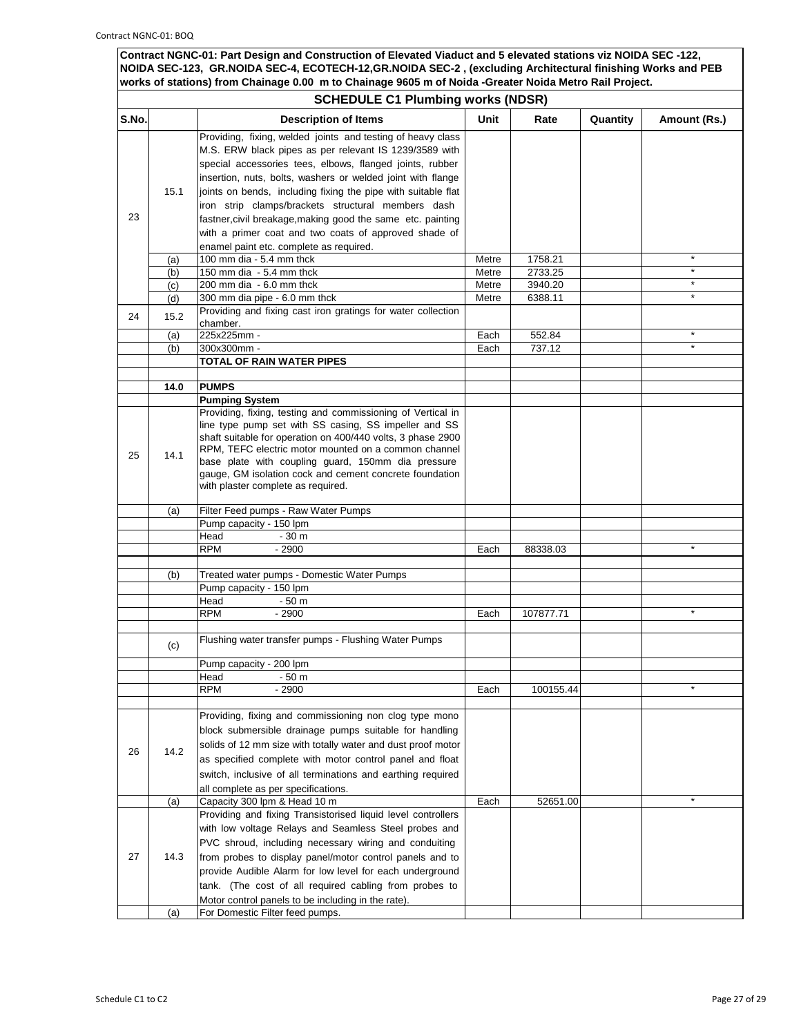**Contract NGNC-01: Part Design and Construction of Elevated Viaduct and 5 elevated stations viz NOIDA SEC -122, NOIDA SEC-123, GR.NOIDA SEC-4, ECOTECH-12,GR.NOIDA SEC-2 , (excluding Architectural finishing Works and PEB works of stations) from Chainage 0.00 m to Chainage 9605 m of Noida -Greater Noida Metro Rail Project.**

## SCHEDULE C1 Plumbing works (NDSR)

| S.No. | | Description of Items | Unit | Rate | Quantity | Amount (Rs.) |
|---|---|---|---|---|---|---|
| 23 | 15.1 | Providing, fixing, welded joints and testing of heavy class M.S. ERW black pipes as per relevant IS 1239/3589 with special accessories tees, elbows, flanged joints, rubber insertion, nuts, bolts, washers or welded joint with flange joints on bends, including fixing the pipe with suitable flat iron strip clamps/brackets structural members dash fastner,civil breakage,making good the same etc. painting with a primer coat and two coats of approved shade of enamel paint etc. complete as required. | | | | |
| | (a) | 100 mm dia - 5.4 mm thck | Metre | 1758.21 | | * |
| | (b) | 150 mm dia - 5.4 mm thck | Metre | 2733.25 | | * |
| | (c) | 200 mm dia - 6.0 mm thck | Metre | 3940.20 | | * |
| | (d) | 300 mm dia pipe - 6.0 mm thck | Metre | 6388.11 | | * |
| 24 | 15.2 | Providing and fixing cast iron gratings for water collection chamber. | | | | |
| | (a) | 225x225mm - | Each | 552.84 | | * |
| | (b) | 300x300mm - | Each | 737.12 | | * |
| | | **TOTAL OF RAIN WATER PIPES** | | | | |
| | | | | | | |
| | **14.0** | **PUMPS** | | | | |
| | | **Pumping System** | | | | |
| 25 | 14.1 | Providing, fixing, testing and commissioning of Vertical in line type pump set with SS casing, SS impeller and SS shaft suitable for operation on 400/440 volts, 3 phase 2900 RPM, TEFC electric motor mounted on a common channel base plate with coupling guard, 150mm dia pressure gauge, GM isolation cock and cement concrete foundation with plaster complete as required. | | | | |
| | (a) | Filter Feed pumps - Raw Water Pumps | | | | |
| | | Pump capacity - 150 lpm | | | | |
| | | Head - 30 m | | | | |
| | | RPM - 2900 | Each | 88338.03 | | * |
| | | | | | | |
| | (b) | Treated water pumps - Domestic Water Pumps | | | | |
| | | Pump capacity - 150 lpm | | | | |
| | | Head - 50 m | | | | |
| | | RPM - 2900 | Each | 107877.71 | | * |
| | | | | | | |
| | (c) | Flushing water transfer pumps - Flushing Water Pumps | | | | |
| | | Pump capacity - 200 lpm | | | | |
| | | Head - 50 m | | | | |
| | | RPM - 2900 | Each | 100155.44 | | * |
| | | | | | | |
| 26 | 14.2 | Providing, fixing and commissioning non clog type mono block submersible drainage pumps suitable for handling solids of 12 mm size with totally water and dust proof motor as specified complete with motor control panel and float switch, inclusive of all terminations and earthing required all complete as per specifications. | | | | |
| | (a) | Capacity 300 lpm & Head 10 m | Each | 52651.00 | | * |
| 27 | 14.3 | Providing and fixing Transistorised liquid level controllers with low voltage Relays and Seamless Steel probes and PVC shroud, including necessary wiring and conduiting from probes to display panel/motor control panels and to provide Audible Alarm for low level for each underground tank. (The cost of all required cabling from probes to Motor control panels to be including in the rate). | | | | |
| | (a) | For Domestic Filter feed pumps. | | | | |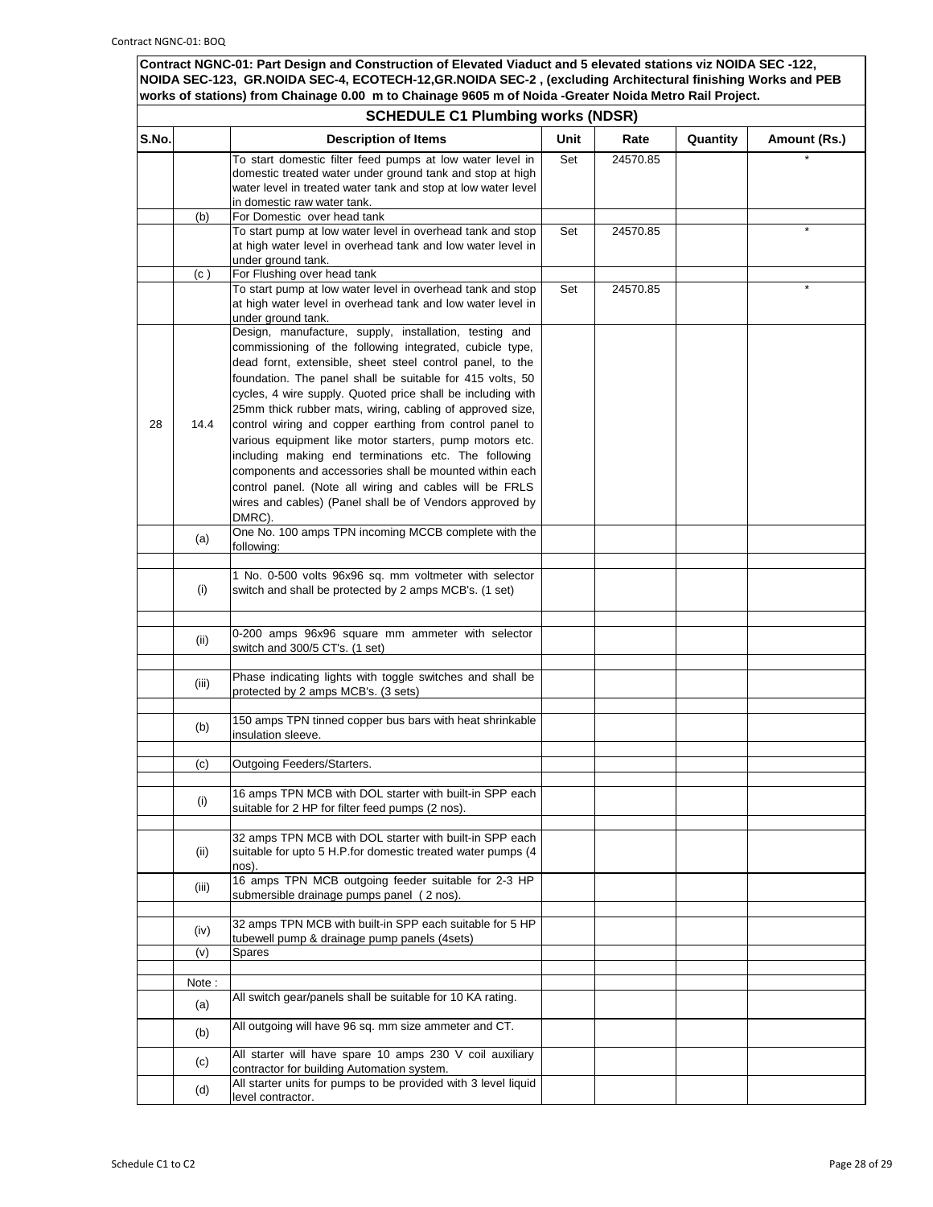**Contract NGNC-01: Part Design and Construction of Elevated Viaduct and 5 elevated stations viz NOIDA SEC -122, NOIDA SEC-123, GR.NOIDA SEC-4, ECOTECH-12,GR.NOIDA SEC-2 , (excluding Architectural finishing Works and PEB works of stations) from Chainage 0.00 m to Chainage 9605 m of Noida -Greater Noida Metro Rail Project.**

## SCHEDULE C1 Plumbing works (NDSR)

| S.No. | | Description of Items | Unit | Rate | Quantity | Amount (Rs.) |
|---|---|---|---|---|---|---|
| | | To start domestic filter feed pumps at low water level in domestic treated water under ground tank and stop at high water level in treated water tank and stop at low water level in domestic raw water tank. | Set | 24570.85 | | * |
| | (b) | For Domestic over head tank | | | | |
| | | To start pump at low water level in overhead tank and stop at high water level in overhead tank and low water level in under ground tank. | Set | 24570.85 | | * |
| | (c ) | For Flushing over head tank | | | | |
| | | To start pump at low water level in overhead tank and stop at high water level in overhead tank and low water level in under ground tank. | Set | 24570.85 | | * |
| 28 | 14.4 | Design, manufacture, supply, installation, testing and commissioning of the following integrated, cubicle type, dead fornt, extensible, sheet steel control panel, to the foundation. The panel shall be suitable for 415 volts, 50 cycles, 4 wire supply. Quoted price shall be including with 25mm thick rubber mats, wiring, cabling of approved size, control wiring and copper earthing from control panel to various equipment like motor starters, pump motors etc. including making end terminations etc. The following components and accessories shall be mounted within each control panel. (Note all wiring and cables will be FRLS wires and cables) (Panel shall be of Vendors approved by DMRC). | | | | |
| | (a) | One No. 100 amps TPN incoming MCCB complete with the following: | | | | |
| | (i) | 1 No. 0-500 volts 96x96 sq. mm voltmeter with selector switch and shall be protected by 2 amps MCB's. (1 set) | | | | |
| | (ii) | 0-200 amps 96x96 square mm ammeter with selector switch and 300/5 CT's. (1 set) | | | | |
| | (iii) | Phase indicating lights with toggle switches and shall be protected by 2 amps MCB's. (3 sets) | | | | |
| | (b) | 150 amps TPN tinned copper bus bars with heat shrinkable insulation sleeve. | | | | |
| | (c) | Outgoing Feeders/Starters. | | | | |
| | (i) | 16 amps TPN MCB with DOL starter with built-in SPP each suitable for 2 HP for filter feed pumps (2 nos). | | | | |
| | (ii) | 32 amps TPN MCB with DOL starter with built-in SPP each suitable for upto 5 H.P.for domestic treated water pumps (4 nos). | | | | |
| | (iii) | 16 amps TPN MCB outgoing feeder suitable for 2-3 HP submersible drainage pumps panel ( 2 nos). | | | | |
| | (iv) | 32 amps TPN MCB with built-in SPP each suitable for 5 HP tubewell pump & drainage pump panels (4sets) | | | | |
| | (v) | Spares | | | | |
| | Note : | | | | | |
| | (a) | All switch gear/panels shall be suitable for 10 KA rating. | | | | |
| | (b) | All outgoing will have 96 sq. mm size ammeter and CT. | | | | |
| | (c) | All starter will have spare 10 amps 230 V coil auxiliary contractor for building Automation system. | | | | |
| | (d) | All starter units for pumps to be provided with 3 level liquid level contractor. | | | | |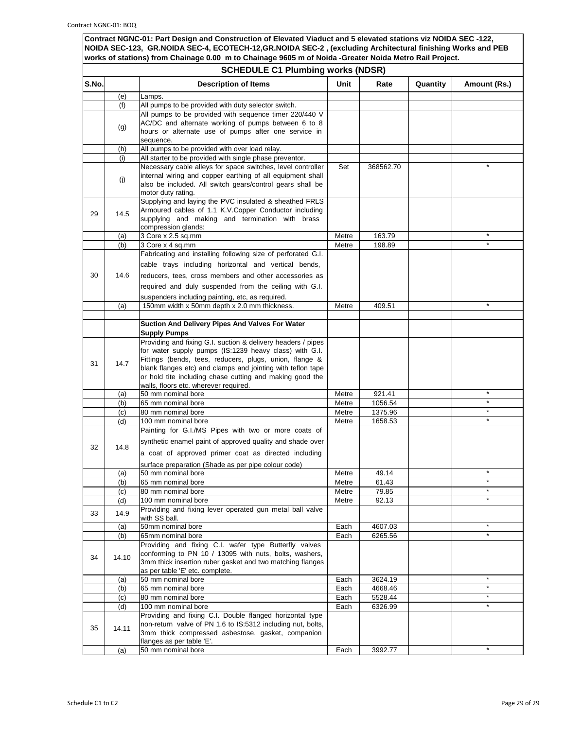**Contract NGNC-01: Part Design and Construction of Elevated Viaduct and 5 elevated stations viz NOIDA SEC -122, NOIDA SEC-123, GR.NOIDA SEC-4, ECOTECH-12,GR.NOIDA SEC-2 , (excluding Architectural finishing Works and PEB works of stations) from Chainage 0.00 m to Chainage 9605 m of Noida -Greater Noida Metro Rail Project.**

## SCHEDULE C1 Plumbing works (NDSR)

| S.No. | | Description of Items | Unit | Rate | Quantity | Amount (Rs.) |
|---|---|---|---|---|---|---|
| | (e) | Lamps. | | | | |
| | (f) | All pumps to be provided with duty selector switch. | | | | |
| | (g) | All pumps to be provided with sequence timer 220/440 V AC/DC and alternate working of pumps between 6 to 8 hours or alternate use of pumps after one service in sequence. | | | | |
| | (h) | All pumps to be provided with over load relay. | | | | |
| | (i) | All starter to be provided with single phase preventor. | | | | |
| | (j) | Necessary cable alleys for space switches, level controller internal wiring and copper earthing of all equipment shall also be included. All switch gears/control gears shall be motor duty rating. | Set | 368562.70 | | * |
| 29 | 14.5 | Supplying and laying the PVC insulated & sheathed FRLS Armoured cables of 1.1 K.V.Copper Conductor including supplying and making and termination with brass compression glands: | | | | |
| | (a) | 3 Core x 2.5 sq.mm | Metre | 163.79 | | * |
| | (b) | 3 Core x 4 sq.mm | Metre | 198.89 | | * |
| 30 | 14.6 | Fabricating and installing following size of perforated G.I. cable trays including horizontal and vertical bends, reducers, tees, cross members and other accessories as required and duly suspended from the ceiling with G.I. suspenders including painting, etc, as required. | | | | |
| | (a) | 150mm width x 50mm depth x 2.0 mm thickness. | Metre | 409.51 | | * |
| | | | | | | |
| | | **Suction And Delivery Pipes And Valves For Water Supply Pumps** | | | | |
| 31 | 14.7 | Providing and fixing G.I. suction & delivery headers / pipes for water supply pumps (IS:1239 heavy class) with G.I. Fittings (bends, tees, reducers, plugs, union, flange & blank flanges etc) and clamps and jointing with teflon tape or hold tite including chase cutting and making good the walls, floors etc. wherever required. | | | | |
| | (a) | 50 mm nominal bore | Metre | 921.41 | | * |
| | (b) | 65 mm nominal bore | Metre | 1056.54 | | * |
| | (c) | 80 mm nominal bore | Metre | 1375.96 | | * |
| | (d) | 100 mm nominal bore | Metre | 1658.53 | | * |
| 32 | 14.8 | Painting for G.I./MS Pipes with two or more coats of synthetic enamel paint of approved quality and shade over a coat of approved primer coat as directed including surface preparation (Shade as per pipe colour code) | | | | |
| | (a) | 50 mm nominal bore | Metre | 49.14 | | * |
| | (b) | 65 mm nominal bore | Metre | 61.43 | | * |
| | (c) | 80 mm nominal bore | Metre | 79.85 | | * |
| | (d) | 100 mm nominal bore | Metre | 92.13 | | * |
| 33 | 14.9 | Providing and fixing lever operated gun metal ball valve with SS ball. | | | | |
| | (a) | 50mm nominal bore | Each | 4607.03 | | * |
| | (b) | 65mm nominal bore | Each | 6265.56 | | * |
| 34 | 14.10 | Providing and fixing C.I. wafer type Butterfly valves conforming to PN 10 / 13095 with nuts, bolts, washers, 3mm thick insertion ruber gasket and two matching flanges as per table 'E' etc. complete. | | | | |
| | (a) | 50 mm nominal bore | Each | 3624.19 | | * |
| | (b) | 65 mm nominal bore | Each | 4668.46 | | * |
| | (c) | 80 mm nominal bore | Each | 5528.44 | | * |
| | (d) | 100 mm nominal bore | Each | 6326.99 | | * |
| 35 | 14.11 | Providing and fixing C.I. Double flanged horizontal type non-return valve of PN 1.6 to IS:5312 including nut, bolts, 3mm thick compressed asbestose, gasket, companion flanges as per table 'E'. | | | | |
| | (a) | 50 mm nominal bore | Each | 3992.77 | | * |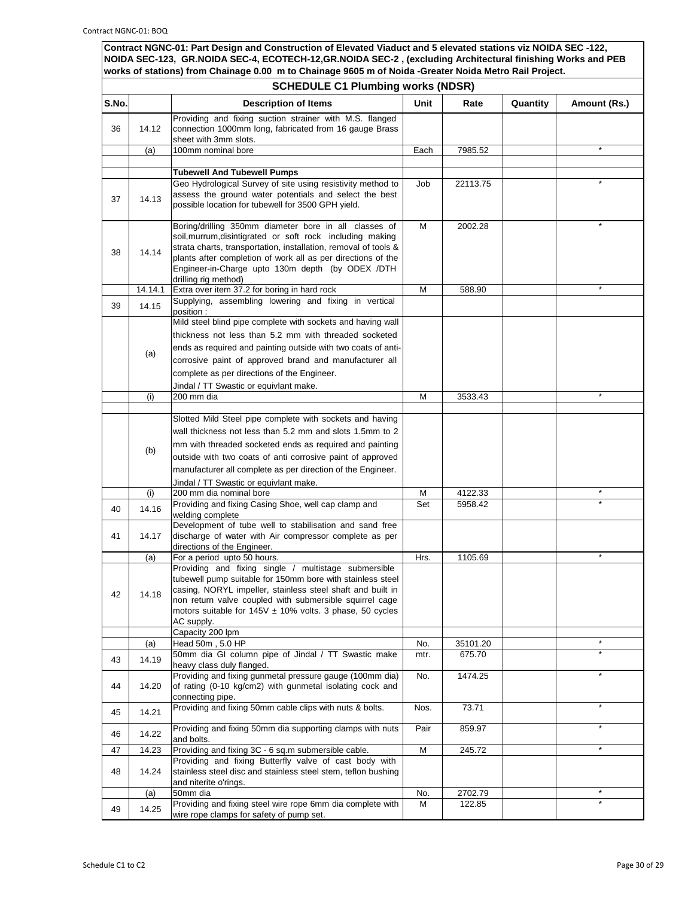**Contract NGNC-01: Part Design and Construction of Elevated Viaduct and 5 elevated stations viz NOIDA SEC -122, NOIDA SEC-123, GR.NOIDA SEC-4, ECOTECH-12,GR.NOIDA SEC-2 , (excluding Architectural finishing Works and PEB works of stations) from Chainage 0.00 m to Chainage 9605 m of Noida -Greater Noida Metro Rail Project.**

## SCHEDULE C1 Plumbing works (NDSR)

| S.No. | | Description of Items | Unit | Rate | Quantity | Amount (Rs.) |
|---|---|---|---|---|---|---|
| 36 | 14.12 | Providing and fixing suction strainer with M.S. flanged connection 1000mm long, fabricated from 16 gauge Brass sheet with 3mm slots. | | | | |
| | (a) | 100mm nominal bore | Each | 7985.52 | | * |
| | | | | | | |
| | | **Tubewell And Tubewell Pumps** | | | | |
| 37 | 14.13 | Geo Hydrological Survey of site using resistivity method to assess the ground water potentials and select the best possible location for tubewell for 3500 GPH yield. | Job | 22113.75 | | * |
| 38 | 14.14 | Boring/drilling 350mm diameter bore in all classes of soil,murrum,disintigrated or soft rock including making strata charts, transportation, installation, removal of tools & plants after completion of work all as per directions of the Engineer-in-Charge upto 130m depth (by ODEX /DTH drilling rig method) | M | 2002.28 | | * |
| | 14.14.1 | Extra over item 37.2 for boring in hard rock | M | 588.90 | | * |
| 39 | 14.15 | Supplying, assembling lowering and fixing in vertical position : | | | | |
| | (a) | Mild steel blind pipe complete with sockets and having wall thickness not less than 5.2 mm with threaded socketed ends as required and painting outside with two coats of anti-corrosive paint of approved brand and manufacturer all complete as per directions of the Engineer.<br>Jindal / TT Swastic or equivlant make. | | | | |
| | (i) | 200 mm dia | M | 3533.43 | | * |
| | | | | | | |
| | (b) | Slotted Mild Steel pipe complete with sockets and having wall thickness not less than 5.2 mm and slots 1.5mm to 2 mm with threaded socketed ends as required and painting outside with two coats of anti corrosive paint of approved manufacturer all complete as per direction of the Engineer.<br>Jindal / TT Swastic or equivlant make. | | | | |
| | (i) | 200 mm dia nominal bore | M | 4122.33 | | * |
| 40 | 14.16 | Providing and fixing Casing Shoe, well cap clamp and welding complete | Set | 5958.42 | | * |
| 41 | 14.17 | Development of tube well to stabilisation and sand free discharge of water with Air compressor complete as per directions of the Engineer. | | | | |
| | (a) | For a period upto 50 hours. | Hrs. | 1105.69 | | * |
| 42 | 14.18 | Providing and fixing single / multistage submersible tubewell pump suitable for 150mm bore with stainless steel casing, NORYL impeller, stainless steel shaft and built in non return valve coupled with submersible squirrel cage motors suitable for 145V ± 10% volts. 3 phase, 50 cycles AC supply. | | | | |
| | | Capacity 200 lpm | | | | |
| | (a) | Head 50m , 5.0 HP | No. | 35101.20 | | * |
| 43 | 14.19 | 50mm dia GI column pipe of Jindal / TT Swastic make heavy class duly flanged. | mtr. | 675.70 | | * |
| 44 | 14.20 | Providing and fixing gunmetal pressure gauge (100mm dia) of rating (0-10 kg/cm2) with gunmetal isolating cock and connecting pipe. | No. | 1474.25 | | * |
| 45 | 14.21 | Providing and fixing 50mm cable clips with nuts & bolts. | Nos. | 73.71 | | * |
| 46 | 14.22 | Providing and fixing 50mm dia supporting clamps with nuts and bolts. | Pair | 859.97 | | * |
| 47 | 14.23 | Providing and fixing 3C - 6 sq.m submersible cable. | M | 245.72 | | * |
| 48 | 14.24 | Providing and fixing Butterfly valve of cast body with stainless steel disc and stainless steel stem, teflon bushing and niterite o'rings. | | | | |
| | (a) | 50mm dia | No. | 2702.79 | | * |
| 49 | 14.25 | Providing and fixing steel wire rope 6mm dia complete with wire rope clamps for safety of pump set. | M | 122.85 | | * |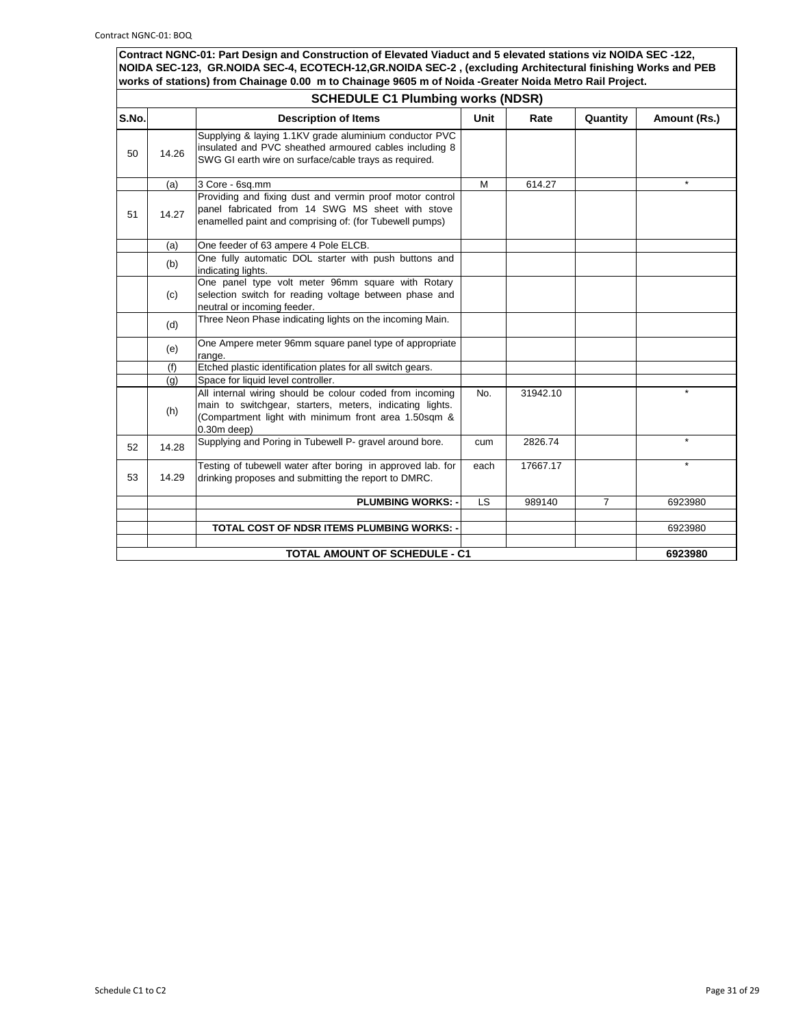**Contract NGNC-01: Part Design and Construction of Elevated Viaduct and 5 elevated stations viz NOIDA SEC -122, NOIDA SEC-123, GR.NOIDA SEC-4, ECOTECH-12,GR.NOIDA SEC-2 , (excluding Architectural finishing Works and PEB works of stations) from Chainage 0.00 m to Chainage 9605 m of Noida -Greater Noida Metro Rail Project.**

## SCHEDULE C1 Plumbing works (NDSR)

| S.No. | | Description of Items | Unit | Rate | Quantity | Amount (Rs.) |
|---|---|---|---|---|---|---|
| 50 | 14.26 | Supplying & laying 1.1KV grade aluminium conductor PVC insulated and PVC sheathed armoured cables including 8 SWG GI earth wire on surface/cable trays as required. | | | | |
| | (a) | 3 Core - 6sq.mm | M | 614.27 | | * |
| 51 | 14.27 | Providing and fixing dust and vermin proof motor control panel fabricated from 14 SWG MS sheet with stove enamelled paint and comprising of: (for Tubewell pumps) | | | | |
| | (a) | One feeder of 63 ampere 4 Pole ELCB. | | | | |
| | (b) | One fully automatic DOL starter with push buttons and indicating lights. | | | | |
| | (c) | One panel type volt meter 96mm square with Rotary selection switch for reading voltage between phase and neutral or incoming feeder. | | | | |
| | (d) | Three Neon Phase indicating lights on the incoming Main. | | | | |
| | (e) | One Ampere meter 96mm square panel type of appropriate range. | | | | |
| | (f) | Etched plastic identification plates for all switch gears. | | | | |
| | (g) | Space for liquid level controller. | | | | |
| | (h) | All internal wiring should be colour coded from incoming main to switchgear, starters, meters, indicating lights. (Compartment light with minimum front area 1.50sqm & 0.30m deep) | No. | 31942.10 | | * |
| 52 | 14.28 | Supplying and Poring in Tubewell P- gravel around bore. | cum | 2826.74 | | * |
| 53 | 14.29 | Testing of tubewell water after boring in approved lab. for drinking proposes and submitting the report to DMRC. | each | 17667.17 | | * |
| | | **PLUMBING WORKS: -** | LS | 989140 | 7 | 6923980 |
| | | | | | | |
| | | **TOTAL COST OF NDSR ITEMS PLUMBING WORKS: -** | | | | 6923980 |
| | | | | | | |
| | | **TOTAL AMOUNT OF SCHEDULE - C1** | | | | **6923980** |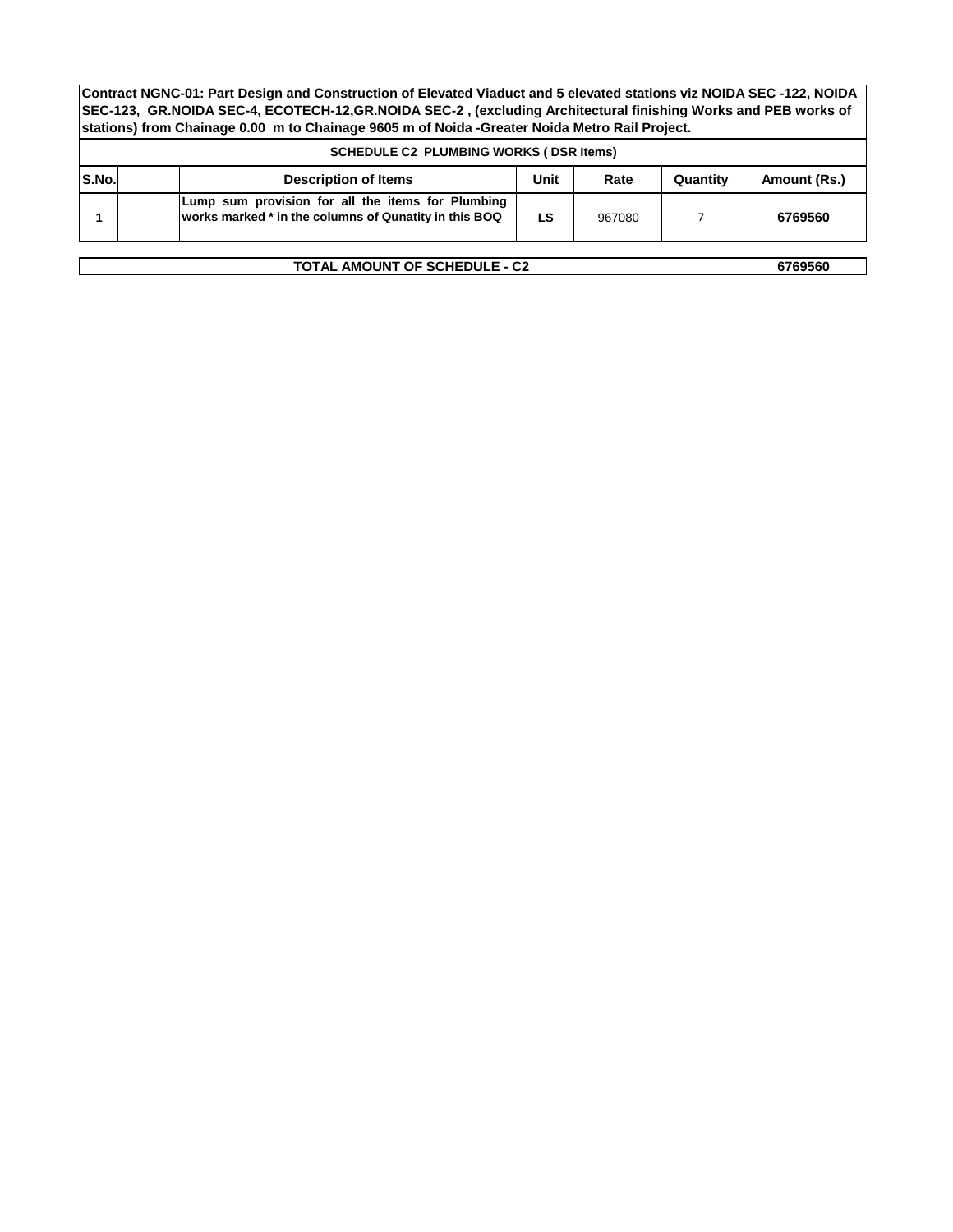**Contract NGNC-01: Part Design and Construction of Elevated Viaduct and 5 elevated stations viz NOIDA SEC -122, NOIDA SEC-123, GR.NOIDA SEC-4, ECOTECH-12,GR.NOIDA SEC-2 , (excluding Architectural finishing Works and PEB works of stations) from Chainage 0.00 m to Chainage 9605 m of Noida -Greater Noida Metro Rail Project.**

**SCHEDULE C2 PLUMBING WORKS ( DSR Items)**

| S.No. | | Description of Items | Unit | Rate | Quantity | Amount (Rs.) |
|---|---|---|---|---|---|---|
| 1 | | Lump sum provision for all the items for Plumbing works marked * in the columns of Qunatity in this BOQ | LS | 967080 | 7 | 6769560 |

| TOTAL AMOUNT OF SCHEDULE - C2 | 6769560 |
|---|---|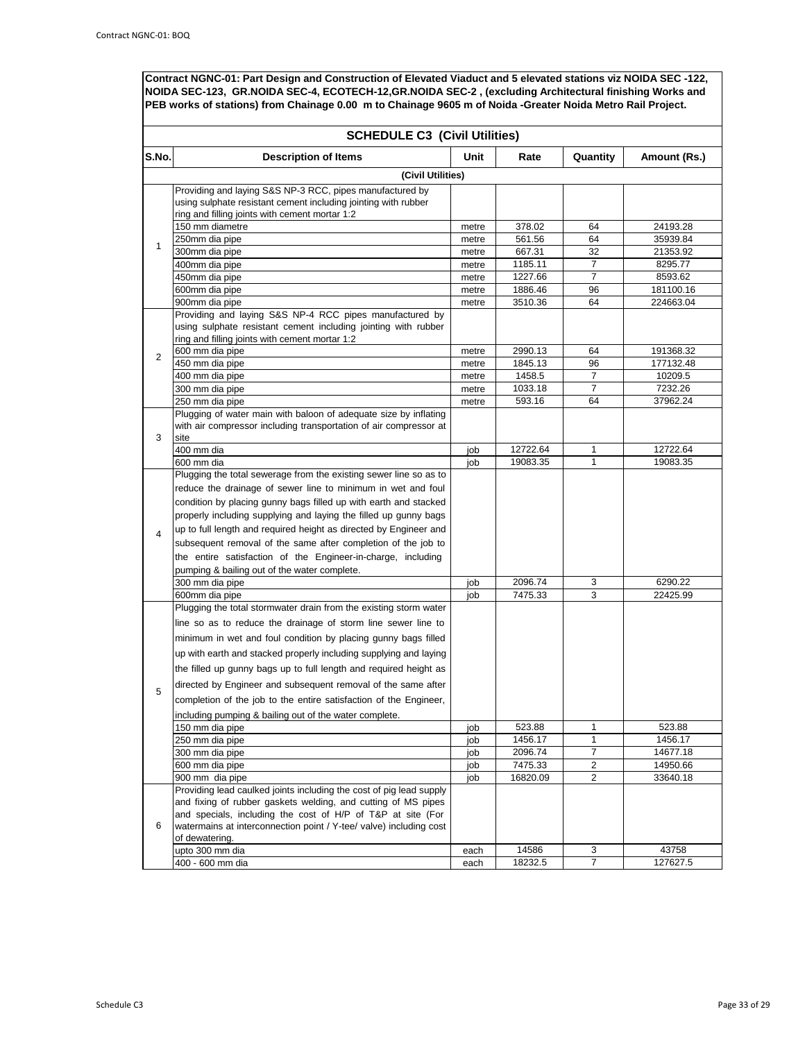**Contract NGNC-01: Part Design and Construction of Elevated Viaduct and 5 elevated stations viz NOIDA SEC -122, NOIDA SEC-123, GR.NOIDA SEC-4, ECOTECH-12,GR.NOIDA SEC-2 , (excluding Architectural finishing Works and PEB works of stations) from Chainage 0.00 m to Chainage 9605 m of Noida -Greater Noida Metro Rail Project.**

## SCHEDULE C3 (Civil Utilities)

| S.No. | Description of Items | Unit | Rate | Quantity | Amount (Rs.) |
|---|---|---|---|---|---|
| | **(Civil Utilities)** | | | | |
| 1 | Providing and laying S&S NP-3 RCC, pipes manufactured by using sulphate resistant cement including jointing with rubber ring and filling joints with cement mortar 1:2 | | | | |
| | 150 mm diametre | metre | 378.02 | 64 | 24193.28 |
| | 250mm dia pipe | metre | 561.56 | 64 | 35939.84 |
| | 300mm dia pipe | metre | 667.31 | 32 | 21353.92 |
| | 400mm dia pipe | metre | 1185.11 | 7 | 8295.77 |
| | 450mm dia pipe | metre | 1227.66 | 7 | 8593.62 |
| | 600mm dia pipe | metre | 1886.46 | 96 | 181100.16 |
| | 900mm dia pipe | metre | 3510.36 | 64 | 224663.04 |
| 2 | Providing and laying S&S NP-4 RCC pipes manufactured by using sulphate resistant cement including jointing with rubber ring and filling joints with cement mortar 1:2 | | | | |
| | 600 mm dia pipe | metre | 2990.13 | 64 | 191368.32 |
| | 450 mm dia pipe | metre | 1845.13 | 96 | 177132.48 |
| | 400 mm dia pipe | metre | 1458.5 | 7 | 10209.5 |
| | 300 mm dia pipe | metre | 1033.18 | 7 | 7232.26 |
| | 250 mm dia pipe | metre | 593.16 | 64 | 37962.24 |
| 3 | Plugging of water main with baloon of adequate size by inflating with air compressor including transportation of air compressor at site | | | | |
| | 400 mm dia | job | 12722.64 | 1 | 12722.64 |
| | 600 mm dia | job | 19083.35 | 1 | 19083.35 |
| 4 | Plugging the total sewerage from the existing sewer line so as to reduce the drainage of sewer line to minimum in wet and foul condition by placing gunny bags filled up with earth and stacked properly including supplying and laying the filled up gunny bags up to full length and required height as directed by Engineer and subsequent removal of the same after completion of the job to the entire satisfaction of the Engineer-in-charge, including pumping & bailing out of the water complete. | | | | |
| | 300 mm dia pipe | job | 2096.74 | 3 | 6290.22 |
| | 600mm dia pipe | job | 7475.33 | 3 | 22425.99 |
| 5 | Plugging the total stormwater drain from the existing storm water line so as to reduce the drainage of storm line sewer line to minimum in wet and foul condition by placing gunny bags filled up with earth and stacked properly including supplying and laying the filled up gunny bags up to full length and required height as directed by Engineer and subsequent removal of the same after completion of the job to the entire satisfaction of the Engineer, including pumping & bailing out of the water complete. | | | | |
| | 150 mm dia pipe | job | 523.88 | 1 | 523.88 |
| | 250 mm dia pipe | job | 1456.17 | 1 | 1456.17 |
| | 300 mm dia pipe | job | 2096.74 | 7 | 14677.18 |
| | 600 mm dia pipe | job | 7475.33 | 2 | 14950.66 |
| | 900 mm dia pipe | job | 16820.09 | 2 | 33640.18 |
| 6 | Providing lead caulked joints including the cost of pig lead supply and fixing of rubber gaskets welding, and cutting of MS pipes and specials, including the cost of H/P of T&P at site (For watermains at interconnection point / Y-tee/ valve) including cost of dewatering. | | | | |
| | upto 300 mm dia | each | 14586 | 3 | 43758 |
| | 400 - 600 mm dia | each | 18232.5 | 7 | 127627.5 |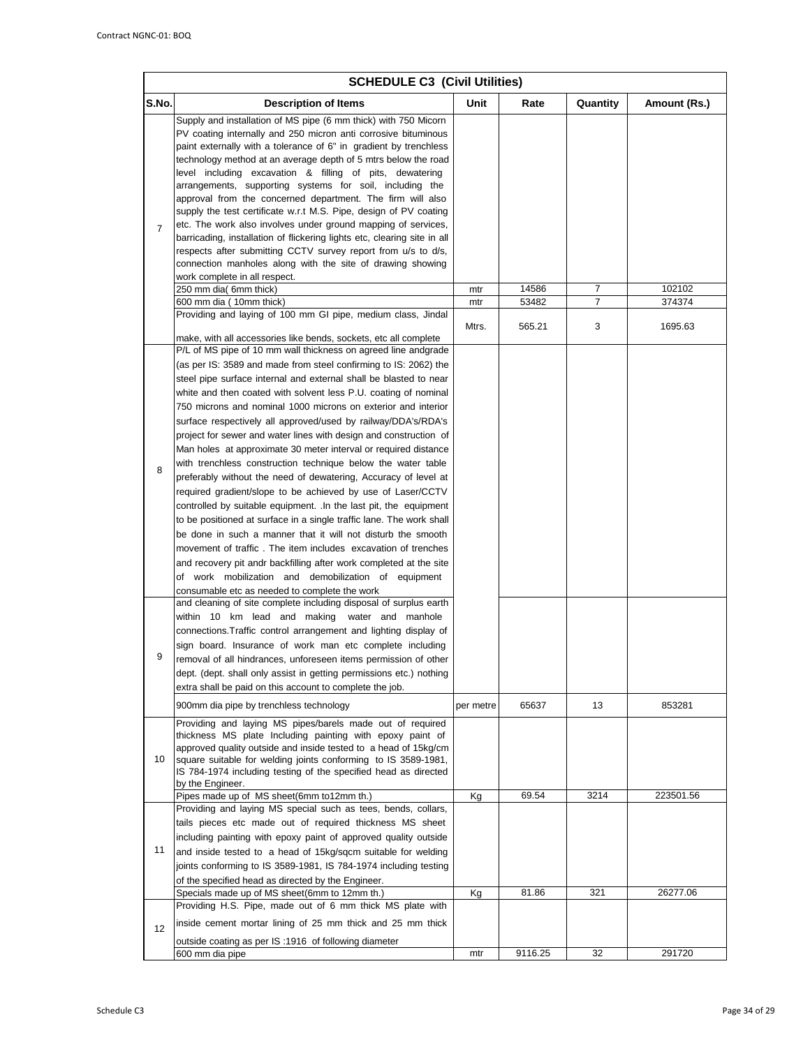| SCHEDULE C3 (Civil Utilities) | | | | | |
|---|---|---|---|---|---|
| S.No. | Description of Items | Unit | Rate | Quantity | Amount (Rs.) |
| 7 | Supply and installation of MS pipe (6 mm thick) with 750 Micorn PV coating internally and 250 micron anti corrosive bituminous paint externally with a tolerance of 6" in gradient by trenchless technology method at an average depth of 5 mtrs below the road level including excavation & filling of pits, dewatering arrangements, supporting systems for soil, including the approval from the concerned department. The firm will also supply the test certificate w.r.t M.S. Pipe, design of PV coating etc. The work also involves under ground mapping of services, barricading, installation of flickering lights etc, clearing site in all respects after submitting CCTV survey report from u/s to d/s, connection manholes along with the site of drawing showing work complete in all respect. | | | | |
| | 250 mm dia( 6mm thick) | mtr | 14586 | 7 | 102102 |
| | 600 mm dia ( 10mm thick) | mtr | 53482 | 7 | 374374 |
| | Providing and laying of 100 mm GI pipe, medium class, Jindal make, with all accessories like bends, sockets, etc all complete | Mtrs. | 565.21 | 3 | 1695.63 |
| 8 | P/L of MS pipe of 10 mm wall thickness on agreed line andgrade (as per IS: 3589 and made from steel confirming to IS: 2062) the steel pipe surface internal and external shall be blasted to near white and then coated with solvent less P.U. coating of nominal 750 microns and nominal 1000 microns on exterior and interior surface respectively all approved/used by railway/DDA's/RDA's project for sewer and water lines with design and construction of Man holes at approximate 30 meter interval or required distance with trenchless construction technique below the water table preferably without the need of dewatering, Accuracy of level at required gradient/slope to be achieved by use of Laser/CCTV controlled by suitable equipment. .In the last pit, the equipment to be positioned at surface in a single traffic lane. The work shall be done in such a manner that it will not disturb the smooth movement of traffic . The item includes excavation of trenches and recovery pit andr backfilling after work completed at the site of work mobilization and demobilization of equipment consumable etc as needed to complete the work | | | | |
| 9 | and cleaning of site complete including disposal of surplus earth within 10 km lead and making water and manhole connections.Traffic control arrangement and lighting display of sign board. Insurance of work man etc complete including removal of all hindrances, unforeseen items permission of other dept. (dept. shall only assist in getting permissions etc.) nothing extra shall be paid on this account to complete the job. | | | | |
| | 900mm dia pipe by trenchless technology | per metre | 65637 | 13 | 853281 |
| 10 | Providing and laying MS pipes/barels made out of required thickness MS plate Including painting with epoxy paint of approved quality outside and inside tested to a head of 15kg/cm square suitable for welding joints conforming to IS 3589-1981, IS 784-1974 including testing of the specified head as directed by the Engineer. | | | | |
| | Pipes made up of MS sheet(6mm to12mm th.) | Kg | 69.54 | 3214 | 223501.56 |
| 11 | Providing and laying MS special such as tees, bends, collars, tails pieces etc made out of required thickness MS sheet including painting with epoxy paint of approved quality outside and inside tested to a head of 15kg/sqcm suitable for welding joints conforming to IS 3589-1981, IS 784-1974 including testing of the specified head as directed by the Engineer. | | | | |
| | Specials made up of MS sheet(6mm to 12mm th.) | Kg | 81.86 | 321 | 26277.06 |
| 12 | Providing H.S. Pipe, made out of 6 mm thick MS plate with inside cement mortar lining of 25 mm thick and 25 mm thick outside coating as per IS :1916 of following diameter | | | | |
| | 600 mm dia pipe | mtr | 9116.25 | 32 | 291720 |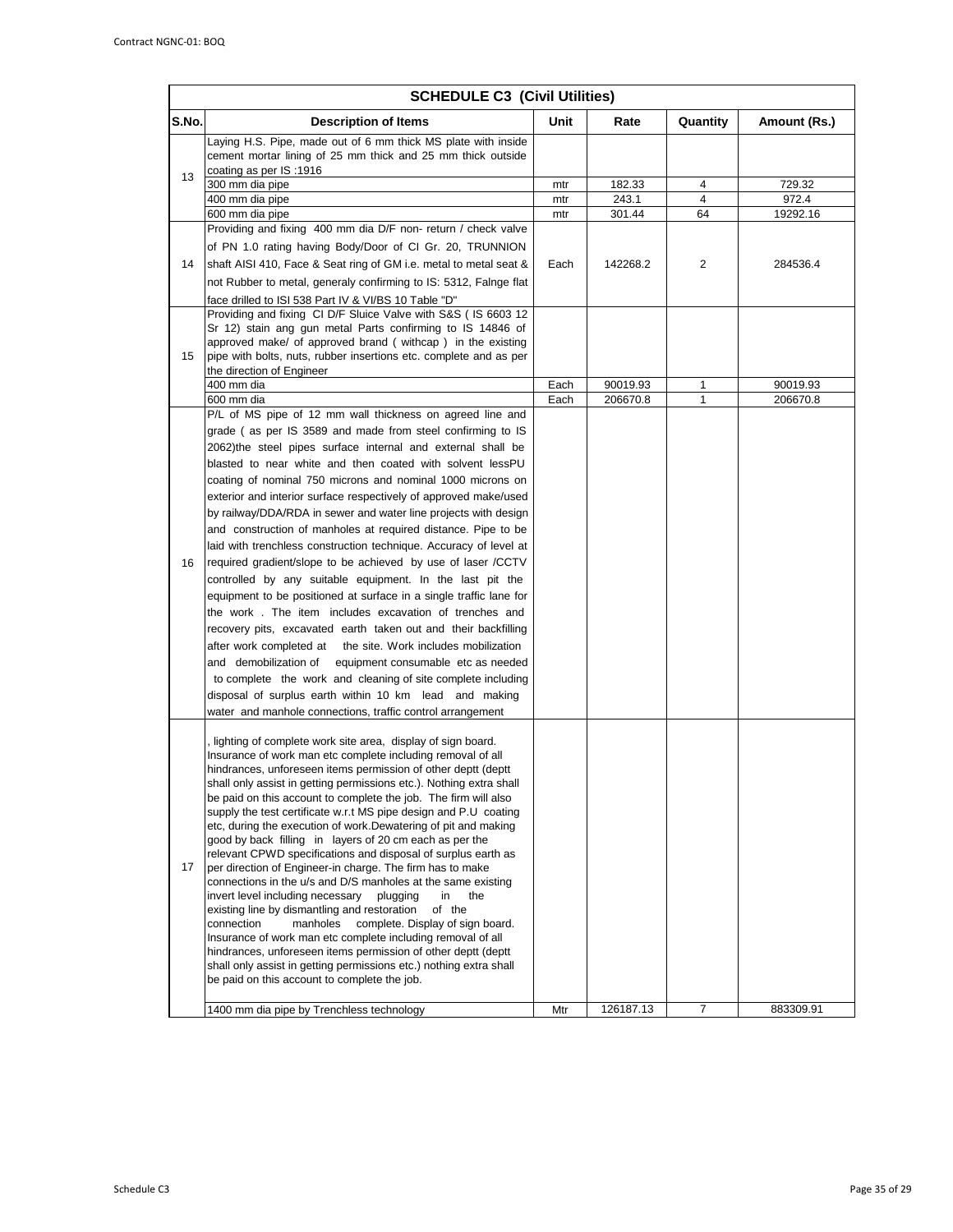| SCHEDULE C3 (Civil Utilities) | | | | | |
|---|---|---|---|---|---|
| S.No. | Description of Items | Unit | Rate | Quantity | Amount (Rs.) |
| 13 | Laying H.S. Pipe, made out of 6 mm thick MS plate with inside cement mortar lining of 25 mm thick and 25 mm thick outside coating as per IS :1916 | | | | |
| | 300 mm dia pipe | mtr | 182.33 | 4 | 729.32 |
| | 400 mm dia pipe | mtr | 243.1 | 4 | 972.4 |
| | 600 mm dia pipe | mtr | 301.44 | 64 | 19292.16 |
| 14 | Providing and fixing 400 mm dia D/F non- return / check valve of PN 1.0 rating having Body/Door of CI Gr. 20, TRUNNION shaft AISI 410, Face & Seat ring of GM i.e. metal to metal seat & not Rubber to metal, generaly confirming to IS: 5312, Falnge flat face drilled to ISI 538 Part IV & VI/BS 10 Table "D" | Each | 142268.2 | 2 | 284536.4 |
| 15 | Providing and fixing CI D/F Sluice Valve with S&S ( IS 6603 12 Sr 12) stain ang gun metal Parts confirming to IS 14846 of approved make/ of approved brand ( withcap ) in the existing pipe with bolts, nuts, rubber insertions etc. complete and as per the direction of Engineer | | | | |
| | 400 mm dia | Each | 90019.93 | 1 | 90019.93 |
| | 600 mm dia | Each | 206670.8 | 1 | 206670.8 |
| 16 | P/L of MS pipe of 12 mm wall thickness on agreed line and grade ( as per IS 3589 and made from steel confirming to IS 2062)the steel pipes surface internal and external shall be blasted to near white and then coated with solvent lessPU coating of nominal 750 microns and nominal 1000 microns on exterior and interior surface respectively of approved make/used by railway/DDA/RDA in sewer and water line projects with design and construction of manholes at required distance. Pipe to be laid with trenchless construction technique. Accuracy of level at required gradient/slope to be achieved by use of laser /CCTV controlled by any suitable equipment. In the last pit the equipment to be positioned at surface in a single traffic lane for the work . The item includes excavation of trenches and recovery pits, excavated earth taken out and their backfilling after work completed at the site. Work includes mobilization and demobilization of equipment consumable etc as needed to complete the work and cleaning of site complete including disposal of surplus earth within 10 km lead and making water and manhole connections, traffic control arrangement | | | | |
| 17 | , lighting of complete work site area, display of sign board. Insurance of work man etc complete including removal of all hindrances, unforeseen items permission of other deptt (deptt shall only assist in getting permissions etc.). Nothing extra shall be paid on this account to complete the job. The firm will also supply the test certificate w.r.t MS pipe design and P.U coating etc, during the execution of work.Dewatering of pit and making good by back filling in layers of 20 cm each as per the relevant CPWD specifications and disposal of surplus earth as per direction of Engineer-in charge. The firm has to make connections in the u/s and D/S manholes at the same existing invert level including necessary plugging in the existing line by dismantling and restoration of the connection manholes complete. Display of sign board. Insurance of work man etc complete including removal of all hindrances, unforeseen items permission of other deptt (deptt shall only assist in getting permissions etc.) nothing extra shall be paid on this account to complete the job. | | | | |
| | 1400 mm dia pipe by Trenchless technology | Mtr | 126187.13 | 7 | 883309.91 |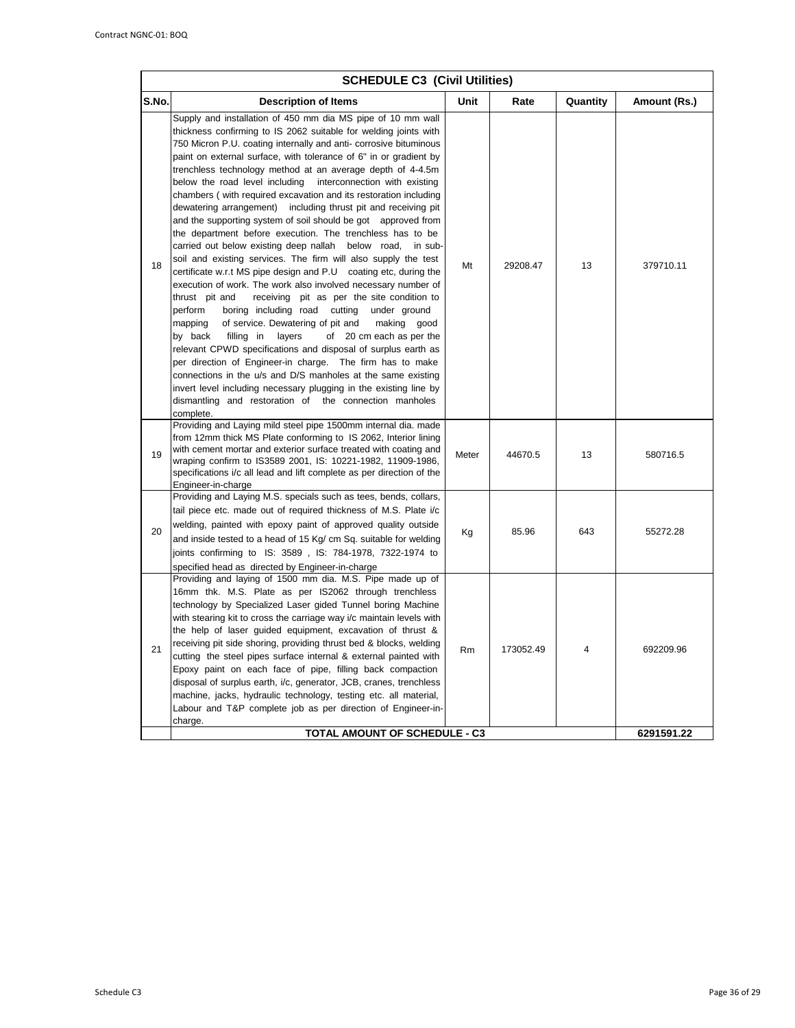| SCHEDULE C3 (Civil Utilities) | | | | | |
|---|---|---|---|---|---|
| S.No. | Description of Items | Unit | Rate | Quantity | Amount (Rs.) |
| 18 | Supply and installation of 450 mm dia MS pipe of 10 mm wall thickness confirming to IS 2062 suitable for welding joints with 750 Micron P.U. coating internally and anti- corrosive bituminous paint on external surface, with tolerance of 6" in or gradient by trenchless technology method at an average depth of 4-4.5m below the road level including interconnection with existing chambers ( with required excavation and its restoration including dewatering arrangement) including thrust pit and receiving pit and the supporting system of soil should be got approved from the department before execution. The trenchless has to be carried out below existing deep nallah below road, in sub-soil and existing services. The firm will also supply the test certificate w.r.t MS pipe design and P.U coating etc, during the execution of work. The work also involved necessary number of thrust pit and receiving pit as per the site condition to perform boring including road cutting under ground mapping of service. Dewatering of pit and making good by back filling in layers of 20 cm each as per the relevant CPWD specifications and disposal of surplus earth as per direction of Engineer-in charge. The firm has to make connections in the u/s and D/S manholes at the same existing invert level including necessary plugging in the existing line by dismantling and restoration of the connection manholes complete. | Mt | 29208.47 | 13 | 379710.11 |
| 19 | Providing and Laying mild steel pipe 1500mm internal dia. made from 12mm thick MS Plate conforming to IS 2062, Interior lining with cement mortar and exterior surface treated with coating and wraping confirm to IS3589 2001, IS: 10221-1982, 11909-1986, specifications i/c all lead and lift complete as per direction of the Engineer-in-charge | Meter | 44670.5 | 13 | 580716.5 |
| 20 | Providing and Laying M.S. specials such as tees, bends, collars, tail piece etc. made out of required thickness of M.S. Plate i/c welding, painted with epoxy paint of approved quality outside and inside tested to a head of 15 Kg/ cm Sq. suitable for welding joints confirming to IS: 3589 , IS: 784-1978, 7322-1974 to specified head as directed by Engineer-in-charge | Kg | 85.96 | 643 | 55272.28 |
| 21 | Providing and laying of 1500 mm dia. M.S. Pipe made up of 16mm thk. M.S. Plate as per IS2062 through trenchless technology by Specialized Laser gided Tunnel boring Machine with stearing kit to cross the carriage way i/c maintain levels with the help of laser guided equipment, excavation of thrust & receiving pit side shoring, providing thrust bed & blocks, welding cutting the steel pipes surface internal & external painted with Epoxy paint on each face of pipe, filling back compaction disposal of surplus earth, i/c, generator, JCB, cranes, trenchless machine, jacks, hydraulic technology, testing etc. all material, Labour and T&P complete job as per direction of Engineer-in-charge. | Rm | 173052.49 | 4 | 692209.96 |
| | **TOTAL AMOUNT OF SCHEDULE - C3** | | | | **6291591.22** |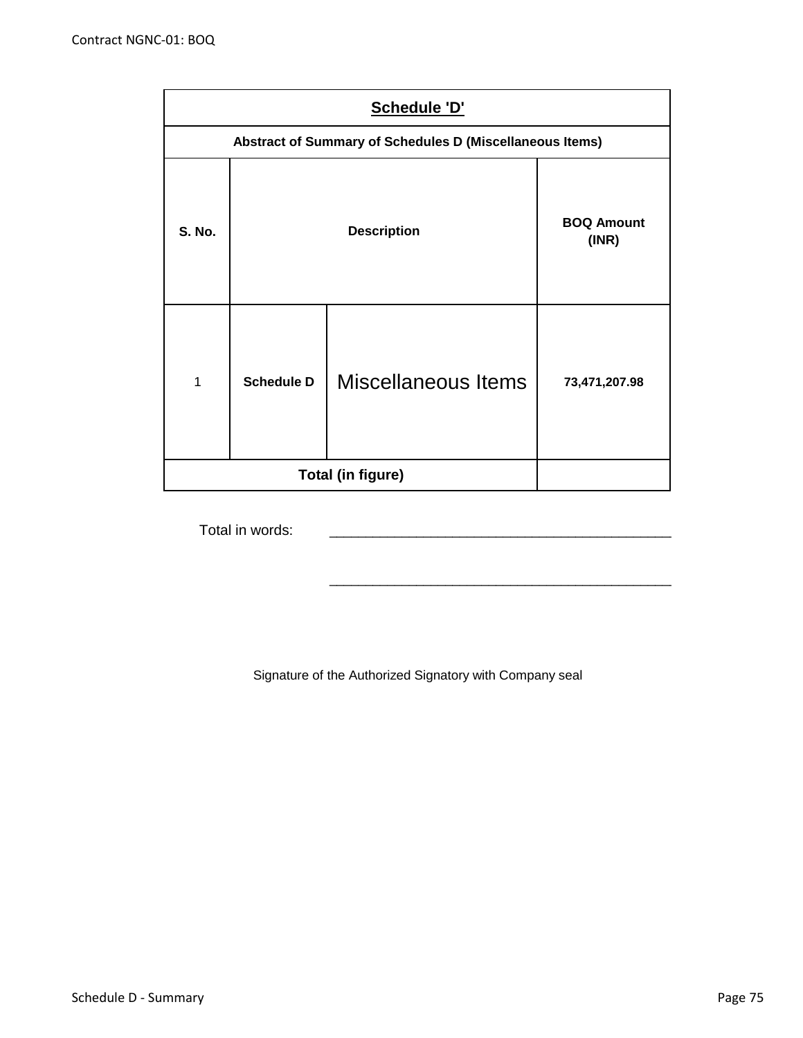| Schedule 'D' | | | |
|---|---|---|---|
| **Abstract of Summary of Schedules D (Miscellaneous Items)** | | | |
| **S. No.** | **Description** | | **BOQ Amount (INR)** |
| 1 | **Schedule D** | Miscellaneous Items | **73,471,207.98** |
| **Total (in figure)** | | | |

Total in words: ____________________________________________

____________________________________________

Signature of the Authorized Signatory with Company seal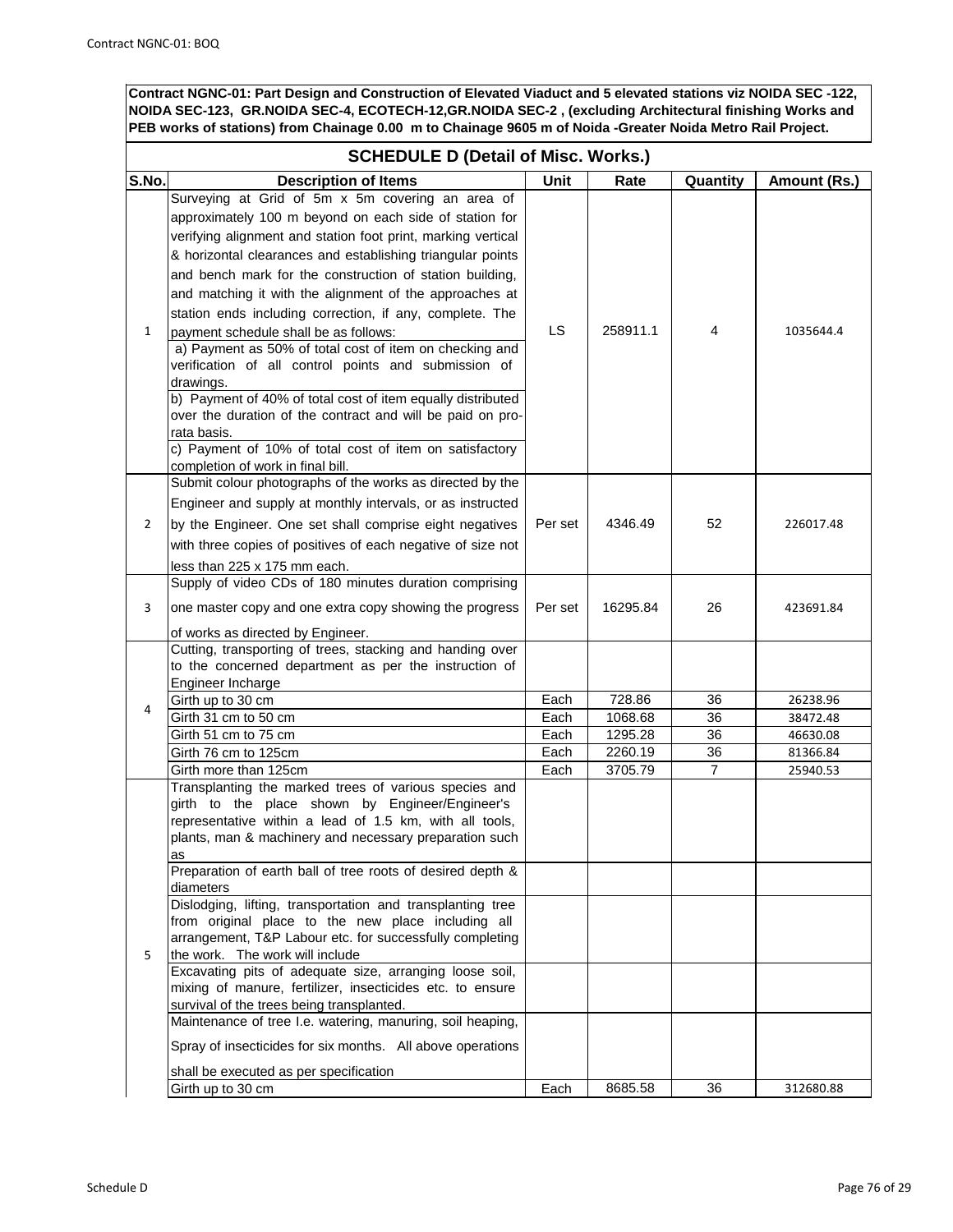**Contract NGNC-01: Part Design and Construction of Elevated Viaduct and 5 elevated stations viz NOIDA SEC -122, NOIDA SEC-123, GR.NOIDA SEC-4, ECOTECH-12,GR.NOIDA SEC-2 , (excluding Architectural finishing Works and PEB works of stations) from Chainage 0.00 m to Chainage 9605 m of Noida -Greater Noida Metro Rail Project.**

## SCHEDULE D (Detail of Misc. Works.)

| S.No. | Description of Items | Unit | Rate | Quantity | Amount (Rs.) |
|---|---|---|---|---|---|
| 1 | Surveying at Grid of 5m x 5m covering an area of approximately 100 m beyond on each side of station for verifying alignment and station foot print, marking vertical & horizontal clearances and establishing triangular points and bench mark for the construction of station building, and matching it with the alignment of the approaches at station ends including correction, if any, complete. The payment schedule shall be as follows:<br>a) Payment as 50% of total cost of item on checking and verification of all control points and submission of drawings.<br>b) Payment of 40% of total cost of item equally distributed over the duration of the contract and will be paid on pro-rata basis.<br>c) Payment of 10% of total cost of item on satisfactory completion of work in final bill. | LS | 258911.1 | 4 | 1035644.4 |
| 2 | Submit colour photographs of the works as directed by the Engineer and supply at monthly intervals, or as instructed by the Engineer. One set shall comprise eight negatives with three copies of positives of each negative of size not less than 225 x 175 mm each. | Per set | 4346.49 | 52 | 226017.48 |
| 3 | Supply of video CDs of 180 minutes duration comprising one master copy and one extra copy showing the progress of works as directed by Engineer. | Per set | 16295.84 | 26 | 423691.84 |
| 4 | Cutting, transporting of trees, stacking and handing over to the concerned department as per the instruction of Engineer Incharge | | | | |
| | Girth up to 30 cm | Each | 728.86 | 36 | 26238.96 |
| | Girth 31 cm to 50 cm | Each | 1068.68 | 36 | 38472.48 |
| | Girth 51 cm to 75 cm | Each | 1295.28 | 36 | 46630.08 |
| | Girth 76 cm to 125cm | Each | 2260.19 | 36 | 81366.84 |
| | Girth more than 125cm | Each | 3705.79 | 7 | 25940.53 |
| 5 | Transplanting the marked trees of various species and girth to the place shown by Engineer/Engineer's representative within a lead of 1.5 km, with all tools, plants, man & machinery and necessary preparation such as | | | | |
| | Preparation of earth ball of tree roots of desired depth & diameters | | | | |
| | Dislodging, lifting, transportation and transplanting tree from original place to the new place including all arrangement, T&P Labour etc. for successfully completing the work. The work will include | | | | |
| | Excavating pits of adequate size, arranging loose soil, mixing of manure, fertilizer, insecticides etc. to ensure survival of the trees being transplanted. | | | | |
| | Maintenance of tree I.e. watering, manuring, soil heaping, Spray of insecticides for six months. All above operations shall be executed as per specification | | | | |
| | Girth up to 30 cm | Each | 8685.58 | 36 | 312680.88 |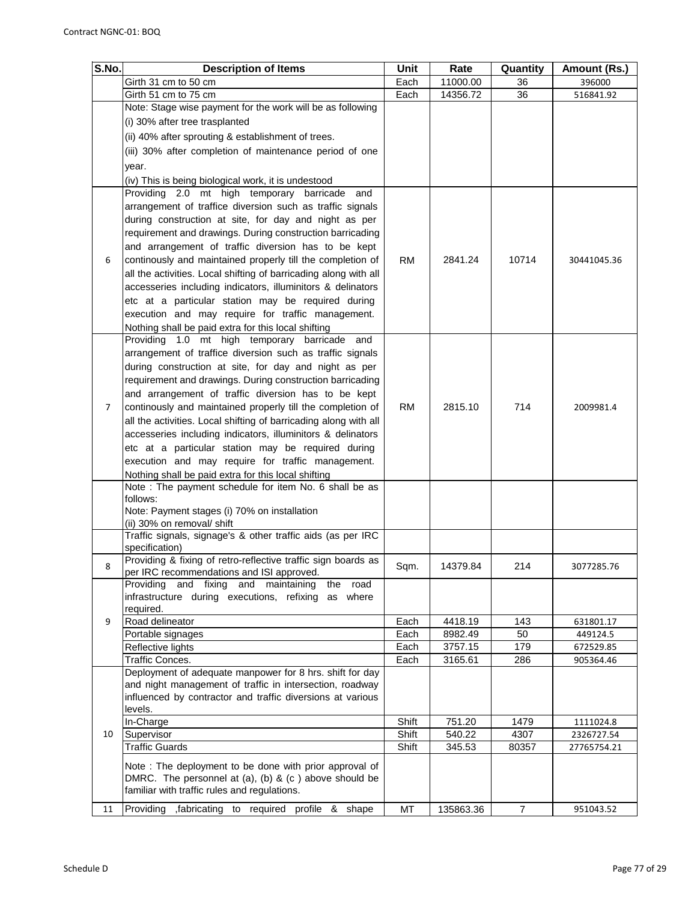| S.No. | Description of Items | Unit | Rate | Quantity | Amount (Rs.) |
|---|---|---|---|---|---|
| | Girth 31 cm to 50 cm | Each | 11000.00 | 36 | 396000 |
| | Girth 51 cm to 75 cm | Each | 14356.72 | 36 | 516841.92 |
| | Note: Stage wise payment for the work will be as following (i) 30% after tree trasplanted (ii) 40% after sprouting & establishment of trees. (iii) 30% after completion of maintenance period of one year. (iv) This is being biological work, it is undestood | | | | |
| 6 | Providing 2.0 mt high temporary barricade and arrangement of traffice diversion such as traffic signals during construction at site, for day and night as per requirement and drawings. During construction barricading and arrangement of traffic diversion has to be kept continously and maintained properly till the completion of all the activities. Local shifting of barricading along with all accesseries including indicators, illuminitors & delinators etc at a particular station may be required during execution and may require for traffic management. Nothing shall be paid extra for this local shifting | RM | 2841.24 | 10714 | 30441045.36 |
| 7 | Providing 1.0 mt high temporary barricade and arrangement of traffice diversion such as traffic signals during construction at site, for day and night as per requirement and drawings. During construction barricading and arrangement of traffic diversion has to be kept continously and maintained properly till the completion of all the activities. Local shifting of barricading along with all accesseries including indicators, illuminitors & delinators etc at a particular station may be required during execution and may require for traffic management. Nothing shall be paid extra for this local shifting | RM | 2815.10 | 714 | 2009981.4 |
| | Note : The payment schedule for item No. 6 shall be as follows: Note: Payment stages (i) 70% on installation (ii) 30% on removal/ shift | | | | |
| | Traffic signals, signage's & other traffic aids (as per IRC specification) | | | | |
| 8 | Providing & fixing of retro-reflective traffic sign boards as per IRC recommendations and ISI approved. | Sqm. | 14379.84 | 214 | 3077285.76 |
| 9 | Providing and fixing and maintaining the road infrastructure during executions, refixing as where required. | | | | |
| | Road delineator | Each | 4418.19 | 143 | 631801.17 |
| | Portable signages | Each | 8982.49 | 50 | 449124.5 |
| | Reflective lights | Each | 3757.15 | 179 | 672529.85 |
| | Traffic Conces. | Each | 3165.61 | 286 | 905364.46 |
| 10 | Deployment of adequate manpower for 8 hrs. shift for day and night management of traffic in intersection, roadway influenced by contractor and traffic diversions at various levels. | | | | |
| | In-Charge | Shift | 751.20 | 1479 | 1111024.8 |
| | Supervisor | Shift | 540.22 | 4307 | 2326727.54 |
| | Traffic Guards | Shift | 345.53 | 80357 | 27765754.21 |
| | Note : The deployment to be done with prior approval of DMRC. The personnel at (a), (b) & (c ) above should be familiar with traffic rules and regulations. | | | | |
| 11 | Providing ,fabricating to required profile & shape | MT | 135863.36 | 7 | 951043.52 |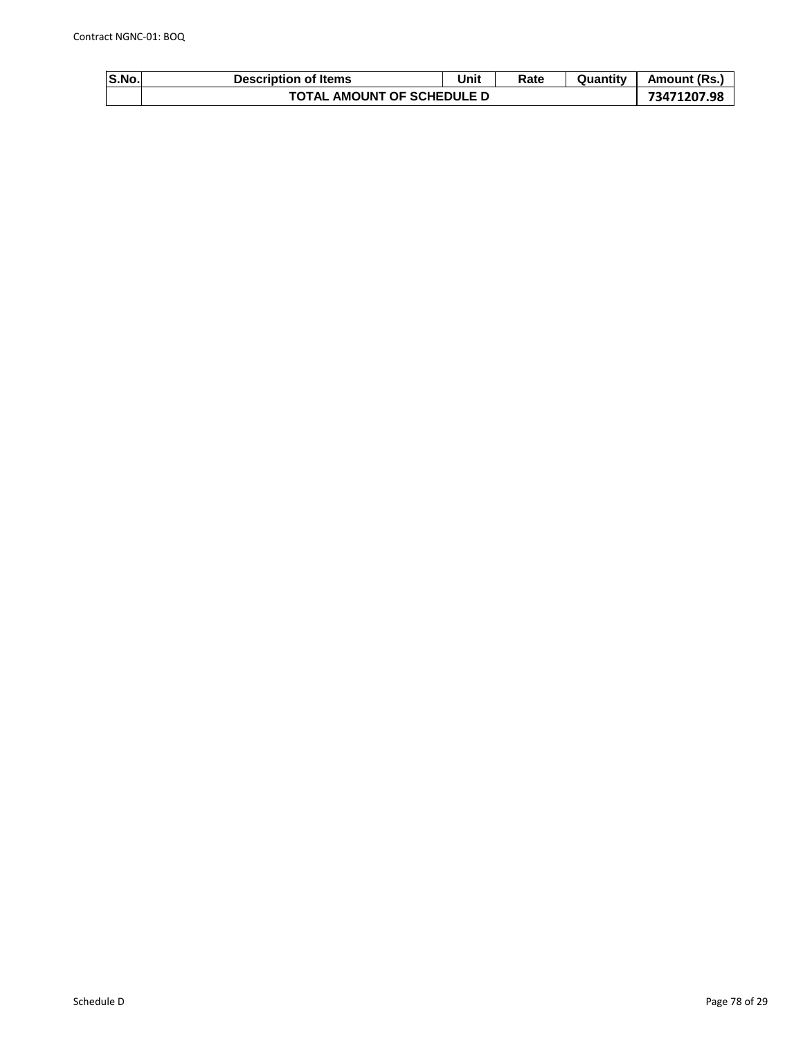| S.No. | Description of Items | Unit | Rate | Quantity | Amount (Rs.) |
|---|---|---|---|---|---|
| | **TOTAL AMOUNT OF SCHEDULE D** | | | | **73471207.98** |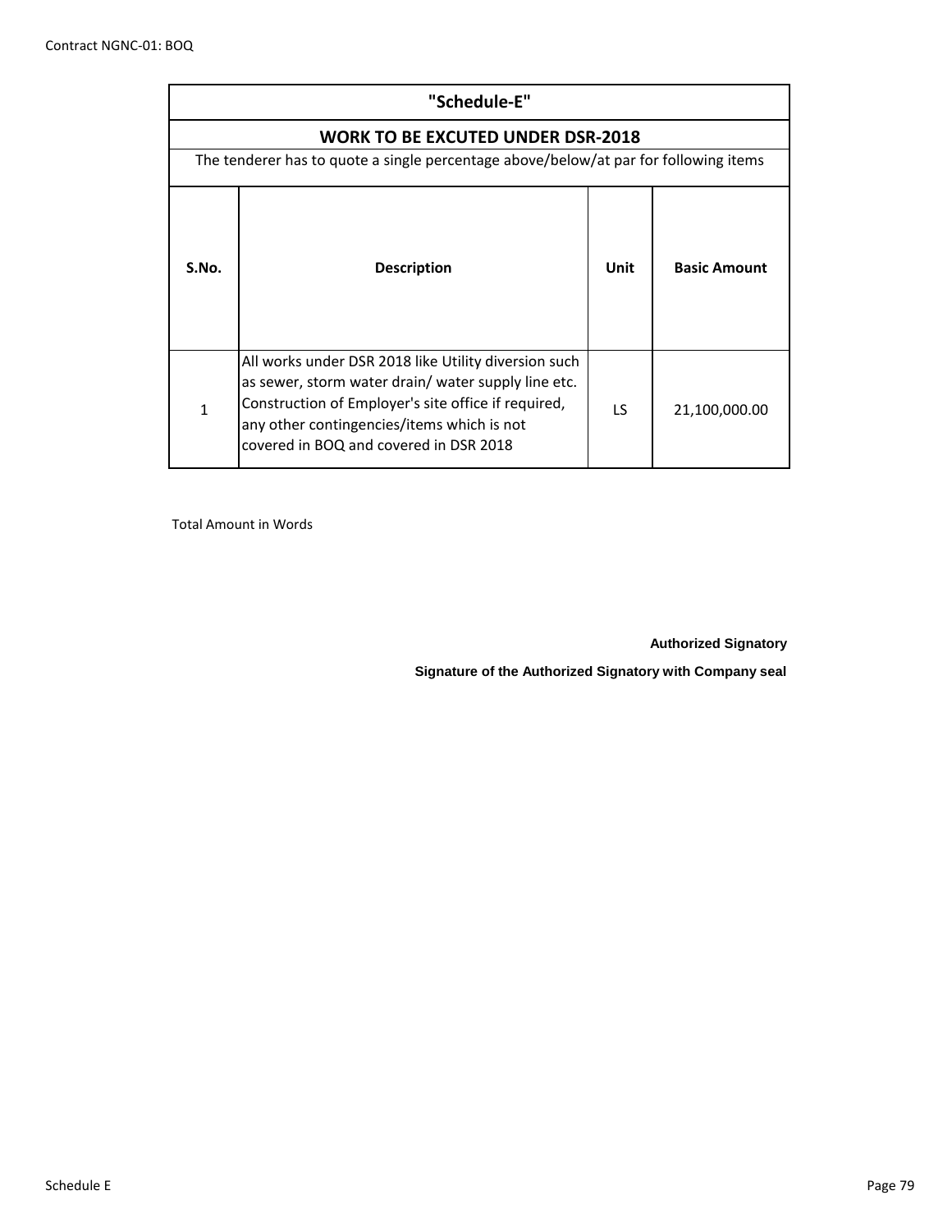## "Schedule-E"

### WORK TO BE EXCUTED UNDER DSR-2018

The tenderer has to quote a single percentage above/below/at par for following items

| S.No. | Description | Unit | Basic Amount |
|---|---|---|---|
| 1 | All works under DSR 2018 like Utility diversion such as sewer, storm water drain/ water supply line etc. Construction of Employer's site office if required, any other contingencies/items which is not covered in BOQ and covered in DSR 2018 | LS | 21,100,000.00 |

Total Amount in Words

**Authorized Signatory**

**Signature of the Authorized Signatory with Company seal**